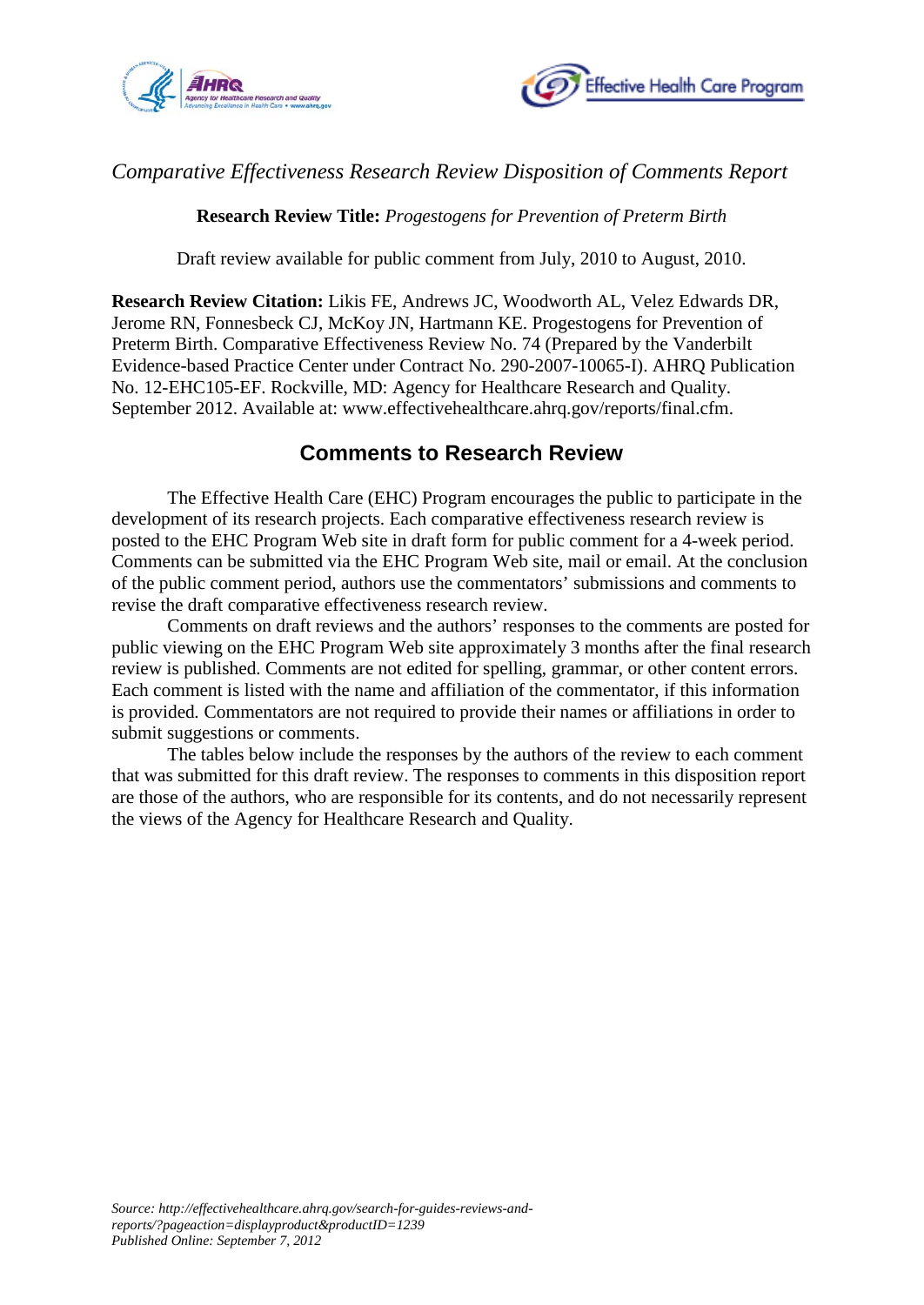*Comparative Effectiveness Research Review Disposition of Comments Report*

**Research Review Title:** *Progestogens for Prevention of Preterm Birth*

Draft review available for public comment from July, 2010 to August, 2010.

**Research Review Citation:** Likis FE, Andrews JC, Woodworth AL, Velez Edwards DR, Jerome RN, Fonnesbeck CJ, McKoy JN, Hartmann KE. Progestogens for Prevention of Preterm Birth. Comparative Effectiveness Review No. 74 (Prepared by the Vanderbilt Evidence-based Practice Center under Contract No. 290-2007-10065-I). AHRQ Publication No. 12-EHC105-EF. Rockville, MD: Agency for Healthcare Research and Quality. September 2012. Available at: www.effectivehealthcare.ahrq.gov/reports/final.cfm.

## Comments to Research Review

The Effective Health Care (EHC) Program encourages the public to participate in the development of its research projects. Each comparative effectiveness research review is posted to the EHC Program Web site in draft form for public comment for a 4-week period. Comments can be submitted via the EHC Program Web site, mail or email. At the conclusion of the public comment period, authors use the commentators' submissions and comments to revise the draft comparative effectiveness research review.

Comments on draft reviews and the authors' responses to the comments are posted for public viewing on the EHC Program Web site approximately 3 months after the final research review is published. Comments are not edited for spelling, grammar, or other content errors. Each comment is listed with the name and affiliation of the commentator, if this information is provided. Commentators are not required to provide their names or affiliations in order to submit suggestions or comments.

The tables below include the responses by the authors of the review to each comment that was submitted for this draft review. The responses to comments in this disposition report are those of the authors, who are responsible for its contents, and do not necessarily represent the views of the Agency for Healthcare Research and Quality.

*Source: http://effectivehealthcare.ahrq.gov/search-for-guides-reviews-and-reports/?pageaction=displayproduct&productID=1239*
*Published Online: September 7, 2012*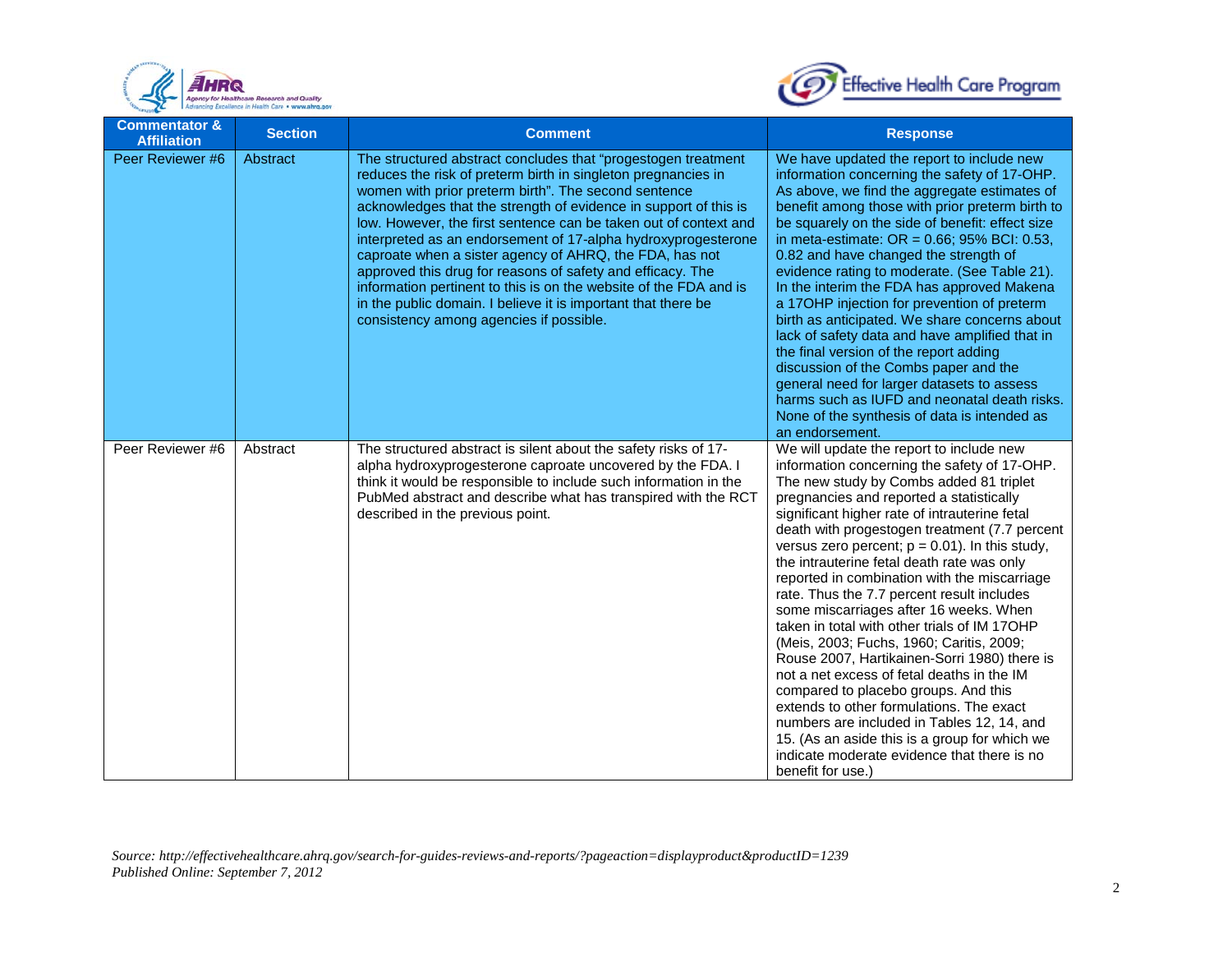| Commentator & Affiliation | Section | Comment | Response |
| --- | --- | --- | --- |
| Peer Reviewer #6 | Abstract | The structured abstract concludes that "progestogen treatment reduces the risk of preterm birth in singleton pregnancies in women with prior preterm birth". The second sentence acknowledges that the strength of evidence in support of this is low. However, the first sentence can be taken out of context and interpreted as an endorsement of 17-alpha hydroxyprogesterone caproate when a sister agency of AHRQ, the FDA, has not approved this drug for reasons of safety and efficacy. The information pertinent to this is on the website of the FDA and is in the public domain. I believe it is important that there be consistency among agencies if possible. | We have updated the report to include new information concerning the safety of 17-OHP. As above, we find the aggregate estimates of benefit among those with prior preterm birth to be squarely on the side of benefit: effect size in meta-estimate: OR = 0.66; 95% BCI: 0.53, 0.82 and have changed the strength of evidence rating to moderate. (See Table 21). In the interim the FDA has approved Makena a 17OHP injection for prevention of preterm birth as anticipated. We share concerns about lack of safety data and have amplified that in the final version of the report adding discussion of the Combs paper and the general need for larger datasets to assess harms such as IUFD and neonatal death risks. None of the synthesis of data is intended as an endorsement. |
| Peer Reviewer #6 | Abstract | The structured abstract is silent about the safety risks of 17-alpha hydroxyprogesterone caproate uncovered by the FDA. I think it would be responsible to include such information in the PubMed abstract and describe what has transpired with the RCT described in the previous point. | We will update the report to include new information concerning the safety of 17-OHP. The new study by Combs added 81 triplet pregnancies and reported a statistically significant higher rate of intrauterine fetal death with progestogen treatment (7.7 percent versus zero percent; $p = 0.01$). In this study, the intrauterine fetal death rate was only reported in combination with the miscarriage rate. Thus the 7.7 percent result includes some miscarriages after 16 weeks. When taken in total with other trials of IM 17OHP (Meis, 2003; Fuchs, 1960; Caritis, 2009; Rouse 2007, Hartikainen-Sorri 1980) there is not a net excess of fetal deaths in the IM compared to placebo groups. And this extends to other formulations. The exact numbers are included in Tables 12, 14, and 15. (As an aside this is a group for which we indicate moderate evidence that there is no benefit for use.) |

*Source: http://effectivehealthcare.ahrq.gov/search-for-guides-reviews-and-reports/?pageaction=displayproduct&productID=1239*
*Published Online: September 7, 2012*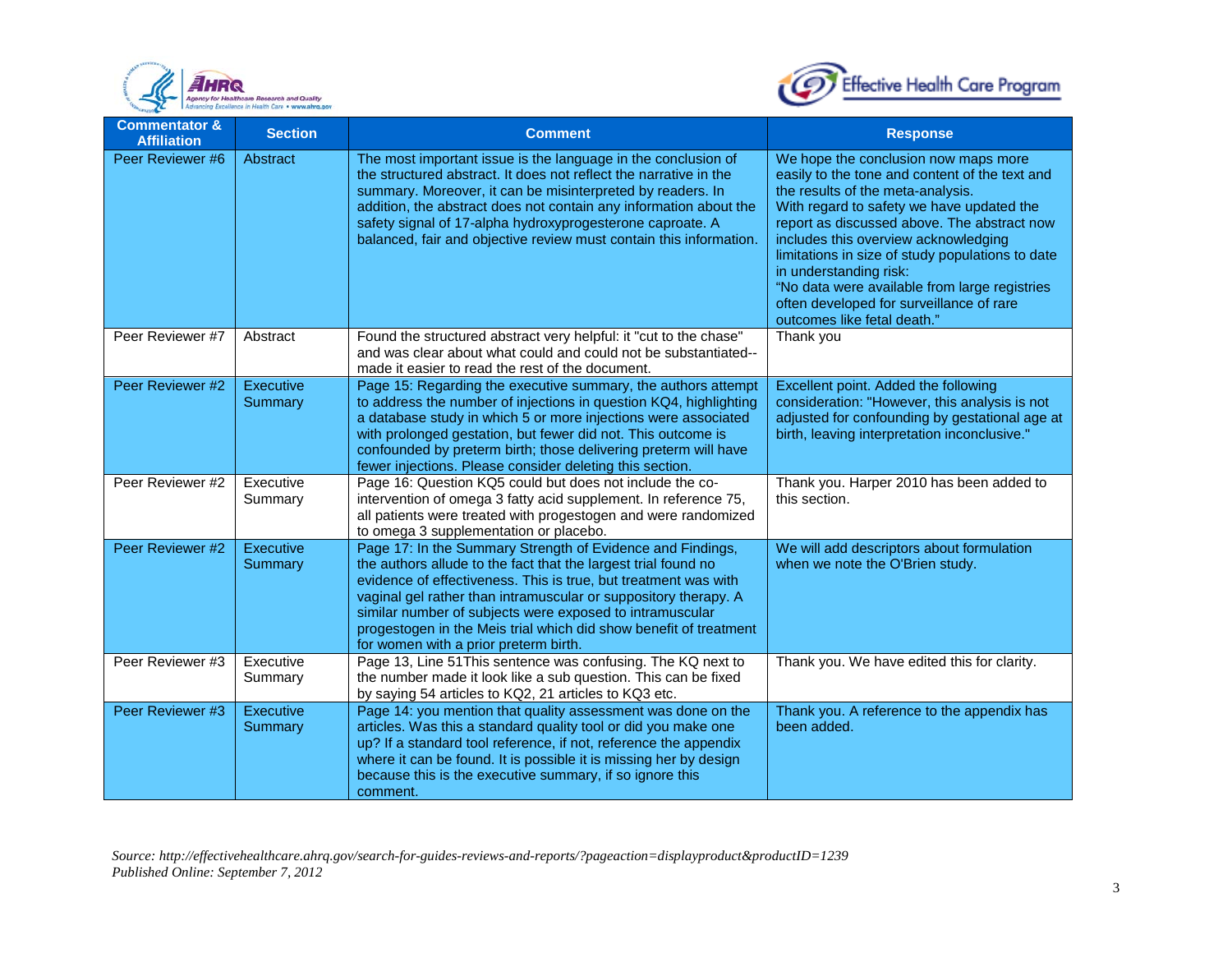| Commentator & Affiliation | Section | Comment | Response |
|---|---|---|---|
| Peer Reviewer #6 | Abstract | The most important issue is the language in the conclusion of the structured abstract. It does not reflect the narrative in the summary. Moreover, it can be misinterpreted by readers. In addition, the abstract does not contain any information about the safety signal of 17-alpha hydroxyprogesterone caproate. A balanced, fair and objective review must contain this information. | We hope the conclusion now maps more easily to the tone and content of the text and the results of the meta-analysis. With regard to safety we have updated the report as discussed above. The abstract now includes this overview acknowledging limitations in size of study populations to date in understanding risk: "No data were available from large registries often developed for surveillance of rare outcomes like fetal death." |
| Peer Reviewer #7 | Abstract | Found the structured abstract very helpful: it "cut to the chase" and was clear about what could and could not be substantiated--made it easier to read the rest of the document. | Thank you |
| Peer Reviewer #2 | Executive Summary | Page 15: Regarding the executive summary, the authors attempt to address the number of injections in question KQ4, highlighting a database study in which 5 or more injections were associated with prolonged gestation, but fewer did not. This outcome is confounded by preterm birth; those delivering preterm will have fewer injections. Please consider deleting this section. | Excellent point. Added the following consideration: "However, this analysis is not adjusted for confounding by gestational age at birth, leaving interpretation inconclusive." |
| Peer Reviewer #2 | Executive Summary | Page 16: Question KQ5 could but does not include the co-intervention of omega 3 fatty acid supplement. In reference 75, all patients were treated with progestogen and were randomized to omega 3 supplementation or placebo. | Thank you. Harper 2010 has been added to this section. |
| Peer Reviewer #2 | Executive Summary | Page 17: In the Summary Strength of Evidence and Findings, the authors allude to the fact that the largest trial found no evidence of effectiveness. This is true, but treatment was with vaginal gel rather than intramuscular or suppository therapy. A similar number of subjects were exposed to intramuscular progestogen in the Meis trial which did show benefit of treatment for women with a prior preterm birth. | We will add descriptors about formulation when we note the O'Brien study. |
| Peer Reviewer #3 | Executive Summary | Page 13, Line 51This sentence was confusing. The KQ next to the number made it look like a sub question. This can be fixed by saying 54 articles to KQ2, 21 articles to KQ3 etc. | Thank you. We have edited this for clarity. |
| Peer Reviewer #3 | Executive Summary | Page 14: you mention that quality assessment was done on the articles. Was this a standard quality tool or did you make one up? If a standard tool reference, if not, reference the appendix where it can be found. It is possible it is missing her by design because this is the executive summary, if so ignore this comment. | Thank you. A reference to the appendix has been added. |

*Source: http://effectivehealthcare.ahrq.gov/search-for-guides-reviews-and-reports/?pageaction=displayproduct&productID=1239*
*Published Online: September 7, 2012*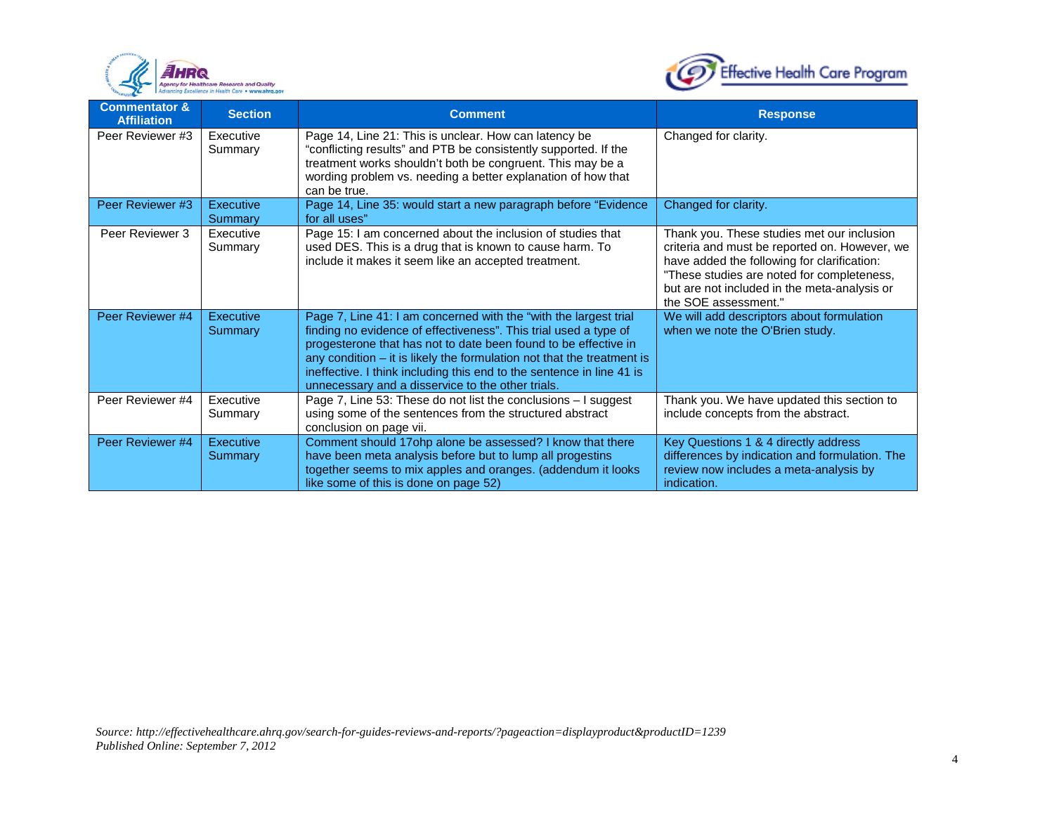| Commentator & Affiliation | Section | Comment | Response |
|---|---|---|---|
| Peer Reviewer #3 | Executive Summary | Page 14, Line 21: This is unclear. How can latency be "conflicting results" and PTB be consistently supported. If the treatment works shouldn't both be congruent. This may be a wording problem vs. needing a better explanation of how that can be true. | Changed for clarity. |
| Peer Reviewer #3 | Executive Summary | Page 14, Line 35: would start a new paragraph before "Evidence for all uses" | Changed for clarity. |
| Peer Reviewer 3 | Executive Summary | Page 15: I am concerned about the inclusion of studies that used DES. This is a drug that is known to cause harm. To include it makes it seem like an accepted treatment. | Thank you. These studies met our inclusion criteria and must be reported on. However, we have added the following for clarification: "These studies are noted for completeness, but are not included in the meta-analysis or the SOE assessment." |
| Peer Reviewer #4 | Executive Summary | Page 7, Line 41: I am concerned with the "with the largest trial finding no evidence of effectiveness". This trial used a type of progesterone that has not to date been found to be effective in any condition – it is likely the formulation not that the treatment is ineffective. I think including this end to the sentence in line 41 is unnecessary and a disservice to the other trials. | We will add descriptors about formulation when we note the O'Brien study. |
| Peer Reviewer #4 | Executive Summary | Page 7, Line 53: These do not list the conclusions – I suggest using some of the sentences from the structured abstract conclusion on page vii. | Thank you. We have updated this section to include concepts from the abstract. |
| Peer Reviewer #4 | Executive Summary | Comment should 17ohp alone be assessed? I know that there have been meta analysis before but to lump all progestins together seems to mix apples and oranges. (addendum it looks like some of this is done on page 52) | Key Questions 1 & 4 directly address differences by indication and formulation. The review now includes a meta-analysis by indication. |

*Source: http://effectivehealthcare.ahrq.gov/search-for-guides-reviews-and-reports/?pageaction=displayproduct&productID=1239*
*Published Online: September 7, 2012*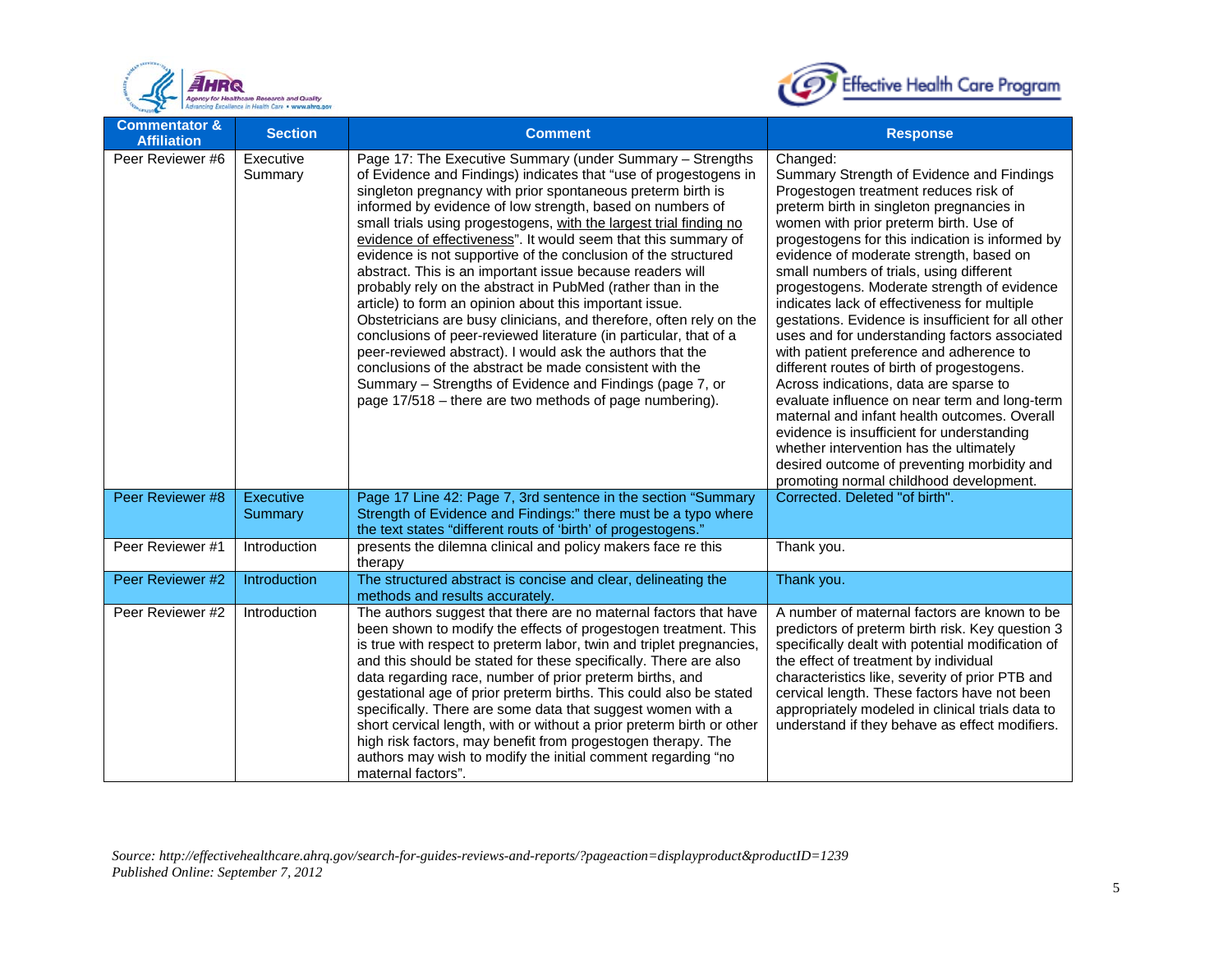| Commentator & Affiliation | Section | Comment | Response |
| --- | --- | --- | --- |
| Peer Reviewer #6 | Executive Summary | Page 17: The Executive Summary (under Summary – Strengths of Evidence and Findings) indicates that "use of progestogens in singleton pregnancy with prior spontaneous preterm birth is informed by evidence of low strength, based on numbers of small trials using progestogens, with the largest trial finding no evidence of effectiveness". It would seem that this summary of evidence is not supportive of the conclusion of the structured abstract. This is an important issue because readers will probably rely on the abstract in PubMed (rather than in the article) to form an opinion about this important issue. Obstetricians are busy clinicians, and therefore, often rely on the conclusions of peer-reviewed literature (in particular, that of a peer-reviewed abstract). I would ask the authors that the conclusions of the abstract be made consistent with the Summary – Strengths of Evidence and Findings (page 7, or page 17/518 – there are two methods of page numbering). | Changed: Summary Strength of Evidence and Findings Progestogen treatment reduces risk of preterm birth in singleton pregnancies in women with prior preterm birth. Use of progestogens for this indication is informed by evidence of moderate strength, based on small numbers of trials, using different progestogens. Moderate strength of evidence indicates lack of effectiveness for multiple gestations. Evidence is insufficient for all other uses and for understanding factors associated with patient preference and adherence to different routes of birth of progestogens. Across indications, data are sparse to evaluate influence on near term and long-term maternal and infant health outcomes. Overall evidence is insufficient for understanding whether intervention has the ultimately desired outcome of preventing morbidity and promoting normal childhood development. |
| Peer Reviewer #8 | Executive Summary | Page 17 Line 42: Page 7, 3rd sentence in the section "Summary Strength of Evidence and Findings:" there must be a typo where the text states "different routs of 'birth' of progestogens." | Corrected. Deleted "of birth". |
| Peer Reviewer #1 | Introduction | presents the dilemna clinical and policy makers face re this therapy | Thank you. |
| Peer Reviewer #2 | Introduction | The structured abstract is concise and clear, delineating the methods and results accurately. | Thank you. |
| Peer Reviewer #2 | Introduction | The authors suggest that there are no maternal factors that have been shown to modify the effects of progestogen treatment. This is true with respect to preterm labor, twin and triplet pregnancies, and this should be stated for these specifically. There are also data regarding race, number of prior preterm births, and gestational age of prior preterm births. This could also be stated specifically. There are some data that suggest women with a short cervical length, with or without a prior preterm birth or other high risk factors, may benefit from progestogen therapy. The authors may wish to modify the initial comment regarding "no maternal factors". | A number of maternal factors are known to be predictors of preterm birth risk. Key question 3 specifically dealt with potential modification of the effect of treatment by individual characteristics like, severity of prior PTB and cervical length. These factors have not been appropriately modeled in clinical trials data to understand if they behave as effect modifiers. |

*Source: http://effectivehealthcare.ahrq.gov/search-for-guides-reviews-and-reports/?pageaction=displayproduct&productID=1239*
*Published Online: September 7, 2012*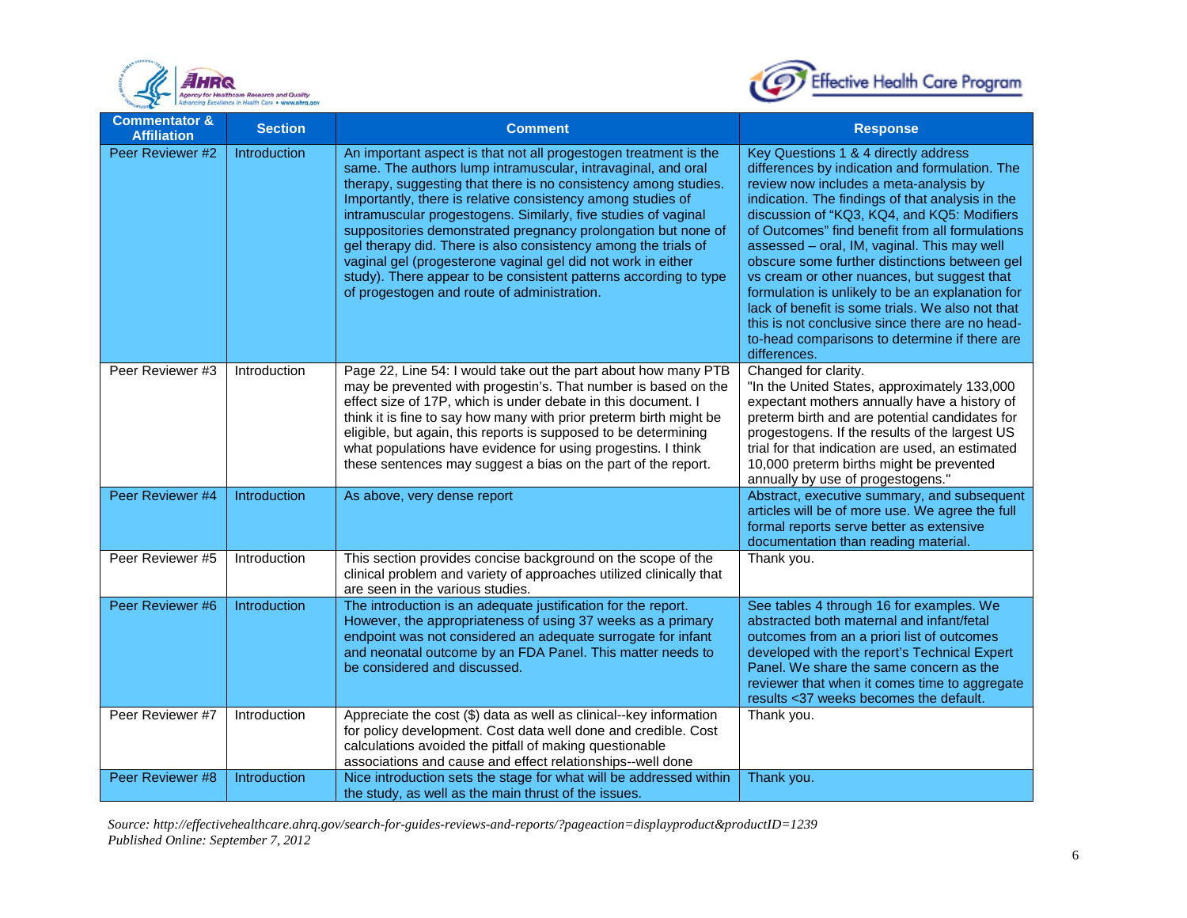| Commentator & Affiliation | Section | Comment | Response |
|---|---|---|---|
| Peer Reviewer #2 | Introduction | An important aspect is that not all progestogen treatment is the same. The authors lump intramuscular, intravaginal, and oral therapy, suggesting that there is no consistency among studies. Importantly, there is relative consistency among studies of intramuscular progestogens. Similarly, five studies of vaginal suppositories demonstrated pregnancy prolongation but none of gel therapy did. There is also consistency among the trials of vaginal gel (progesterone vaginal gel did not work in either study). There appear to be consistent patterns according to type of progestogen and route of administration. | Key Questions 1 & 4 directly address differences by indication and formulation. The review now includes a meta-analysis by indication. The findings of that analysis in the discussion of "KQ3, KQ4, and KQ5: Modifiers of Outcomes" find benefit from all formulations assessed – oral, IM, vaginal. This may well obscure some further distinctions between gel vs cream or other nuances, but suggest that formulation is unlikely to be an explanation for lack of benefit is some trials. We also not that this is not conclusive since there are no head-to-head comparisons to determine if there are differences. |
| Peer Reviewer #3 | Introduction | Page 22, Line 54: I would take out the part about how many PTB may be prevented with progestin's. That number is based on the effect size of 17P, which is under debate in this document. I think it is fine to say how many with prior preterm birth might be eligible, but again, this reports is supposed to be determining what populations have evidence for using progestins. I think these sentences may suggest a bias on the part of the report. | Changed for clarity.<br>"In the United States, approximately 133,000 expectant mothers annually have a history of preterm birth and are potential candidates for progestogens. If the results of the largest US trial for that indication are used, an estimated 10,000 preterm births might be prevented annually by use of progestogens." |
| Peer Reviewer #4 | Introduction | As above, very dense report | Abstract, executive summary, and subsequent articles will be of more use. We agree the full formal reports serve better as extensive documentation than reading material. |
| Peer Reviewer #5 | Introduction | This section provides concise background on the scope of the clinical problem and variety of approaches utilized clinically that are seen in the various studies. | Thank you. |
| Peer Reviewer #6 | Introduction | The introduction is an adequate justification for the report. However, the appropriateness of using 37 weeks as a primary endpoint was not considered an adequate surrogate for infant and neonatal outcome by an FDA Panel. This matter needs to be considered and discussed. | See tables 4 through 16 for examples. We abstracted both maternal and infant/fetal outcomes from an a priori list of outcomes developed with the report's Technical Expert Panel. We share the same concern as the reviewer that when it comes time to aggregate results <37 weeks becomes the default. |
| Peer Reviewer #7 | Introduction | Appreciate the cost ($) data as well as clinical--key information for policy development. Cost data well done and credible. Cost calculations avoided the pitfall of making questionable associations and cause and effect relationships--well done | Thank you. |
| Peer Reviewer #8 | Introduction | Nice introduction sets the stage for what will be addressed within the study, as well as the main thrust of the issues. | Thank you. |

*Source: http://effectivehealthcare.ahrq.gov/search-for-guides-reviews-and-reports/?pageaction=displayproduct&productID=1239*
*Published Online: September 7, 2012*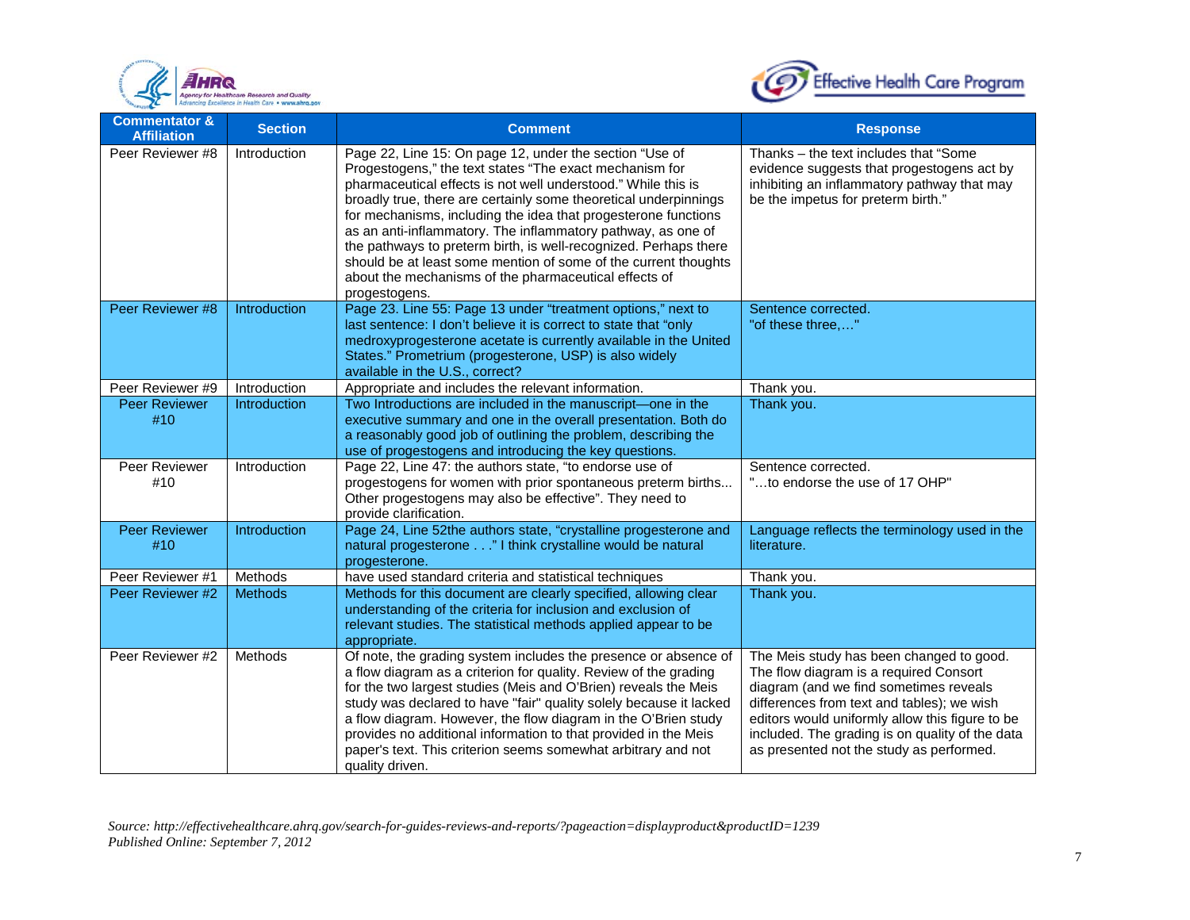| Commentator & Affiliation | Section | Comment | Response |
|---|---|---|---|
| Peer Reviewer #8 | Introduction | Page 22, Line 15: On page 12, under the section "Use of Progestogens," the text states "The exact mechanism for pharmaceutical effects is not well understood." While this is broadly true, there are certainly some theoretical underpinnings for mechanisms, including the idea that progesterone functions as an anti-inflammatory. The inflammatory pathway, as one of the pathways to preterm birth, is well-recognized. Perhaps there should be at least some mention of some of the current thoughts about the mechanisms of the pharmaceutical effects of progestogens. | Thanks – the text includes that "Some evidence suggests that progestogens act by inhibiting an inflammatory pathway that may be the impetus for preterm birth." |
| Peer Reviewer #8 | Introduction | Page 23. Line 55: Page 13 under "treatment options," next to last sentence: I don't believe it is correct to state that "only medroxyprogesterone acetate is currently available in the United States." Prometrium (progesterone, USP) is also widely available in the U.S., correct? | Sentence corrected. "of these three,…" |
| Peer Reviewer #9 | Introduction | Appropriate and includes the relevant information. | Thank you. |
| Peer Reviewer #10 | Introduction | Two Introductions are included in the manuscript—one in the executive summary and one in the overall presentation. Both do a reasonably good job of outlining the problem, describing the use of progestogens and introducing the key questions. | Thank you. |
| Peer Reviewer #10 | Introduction | Page 22, Line 47: the authors state, "to endorse use of progestogens for women with prior spontaneous preterm births... Other progestogens may also be effective". They need to provide clarification. | Sentence corrected. "…to endorse the use of 17 OHP" |
| Peer Reviewer #10 | Introduction | Page 24, Line 52the authors state, "crystalline progesterone and natural progesterone . . ." I think crystalline would be natural progesterone. | Language reflects the terminology used in the literature. |
| Peer Reviewer #1 | Methods | have used standard criteria and statistical techniques | Thank you. |
| Peer Reviewer #2 | Methods | Methods for this document are clearly specified, allowing clear understanding of the criteria for inclusion and exclusion of relevant studies. The statistical methods applied appear to be appropriate. | Thank you. |
| Peer Reviewer #2 | Methods | Of note, the grading system includes the presence or absence of a flow diagram as a criterion for quality. Review of the grading for the two largest studies (Meis and O'Brien) reveals the Meis study was declared to have "fair" quality solely because it lacked a flow diagram. However, the flow diagram in the O'Brien study provides no additional information to that provided in the Meis paper's text. This criterion seems somewhat arbitrary and not quality driven. | The Meis study has been changed to good. The flow diagram is a required Consort diagram (and we find sometimes reveals differences from text and tables); we wish editors would uniformly allow this figure to be included. The grading is on quality of the data as presented not the study as performed. |

*Source: http://effectivehealthcare.ahrq.gov/search-for-guides-reviews-and-reports/?pageaction=displayproduct&productID=1239*
*Published Online: September 7, 2012*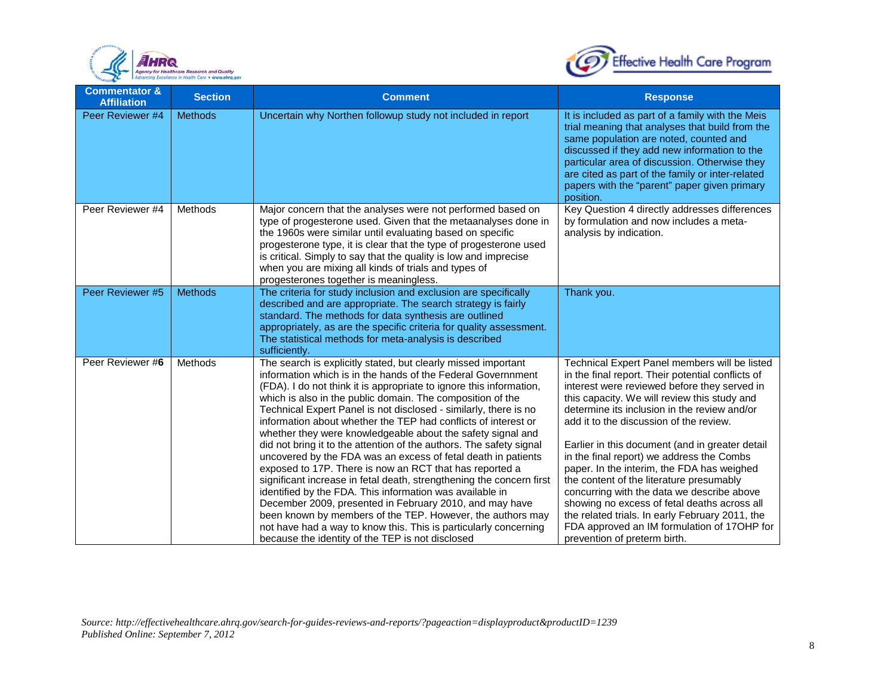| Commentator & Affiliation | Section | Comment | Response |
|---|---|---|---|
| Peer Reviewer #4 | Methods | Uncertain why Northen followup study not included in report | It is included as part of a family with the Meis trial meaning that analyses that build from the same population are noted, counted and discussed if they add new information to the particular area of discussion. Otherwise they are cited as part of the family or inter-related papers with the "parent" paper given primary position. |
| Peer Reviewer #4 | Methods | Major concern that the analyses were not performed based on type of progesterone used. Given that the metaanalyses done in the 1960s were similar until evaluating based on specific progesterone type, it is clear that the type of progesterone used is critical. Simply to say that the quality is low and imprecise when you are mixing all kinds of trials and types of progesterones together is meaningless. | Key Question 4 directly addresses differences by formulation and now includes a meta-analysis by indication. |
| Peer Reviewer #5 | Methods | The criteria for study inclusion and exclusion are specifically described and are appropriate. The search strategy is fairly standard. The methods for data synthesis are outlined appropriately, as are the specific criteria for quality assessment. The statistical methods for meta-analysis is described sufficiently. | Thank you. |
| Peer Reviewer #**6** | Methods | The search is explicitly stated, but clearly missed important information which is in the hands of the Federal Govennment (FDA). I do not think it is appropriate to ignore this information, which is also in the public domain. The composition of the Technical Expert Panel is not disclosed - similarly, there is no information about whether the TEP had conflicts of interest or whether they were knowledgeable about the safety signal and did not bring it to the attention of the authors. The safety signal uncovered by the FDA was an excess of fetal death in patients exposed to 17P. There is now an RCT that has reported a significant increase in fetal death, strengthening the concern first identified by the FDA. This information was available in December 2009, presented in February 2010, and may have been known by members of the TEP. However, the authors may not have had a way to know this. This is particularly concerning because the identity of the TEP is not disclosed | Technical Expert Panel members will be listed in the final report. Their potential conflicts of interest were reviewed before they served in this capacity. We will review this study and determine its inclusion in the review and/or add it to the discussion of the review.<br><br>Earlier in this document (and in greater detail in the final report) we address the Combs paper. In the interim, the FDA has weighed the content of the literature presumably concurring with the data we describe above showing no excess of fetal deaths across all the related trials. In early February 2011, the FDA approved an IM formulation of 17OHP for prevention of preterm birth. |

*Source: http://effectivehealthcare.ahrq.gov/search-for-guides-reviews-and-reports/?pageaction=displayproduct&productID=1239*
*Published Online: September 7, 2012*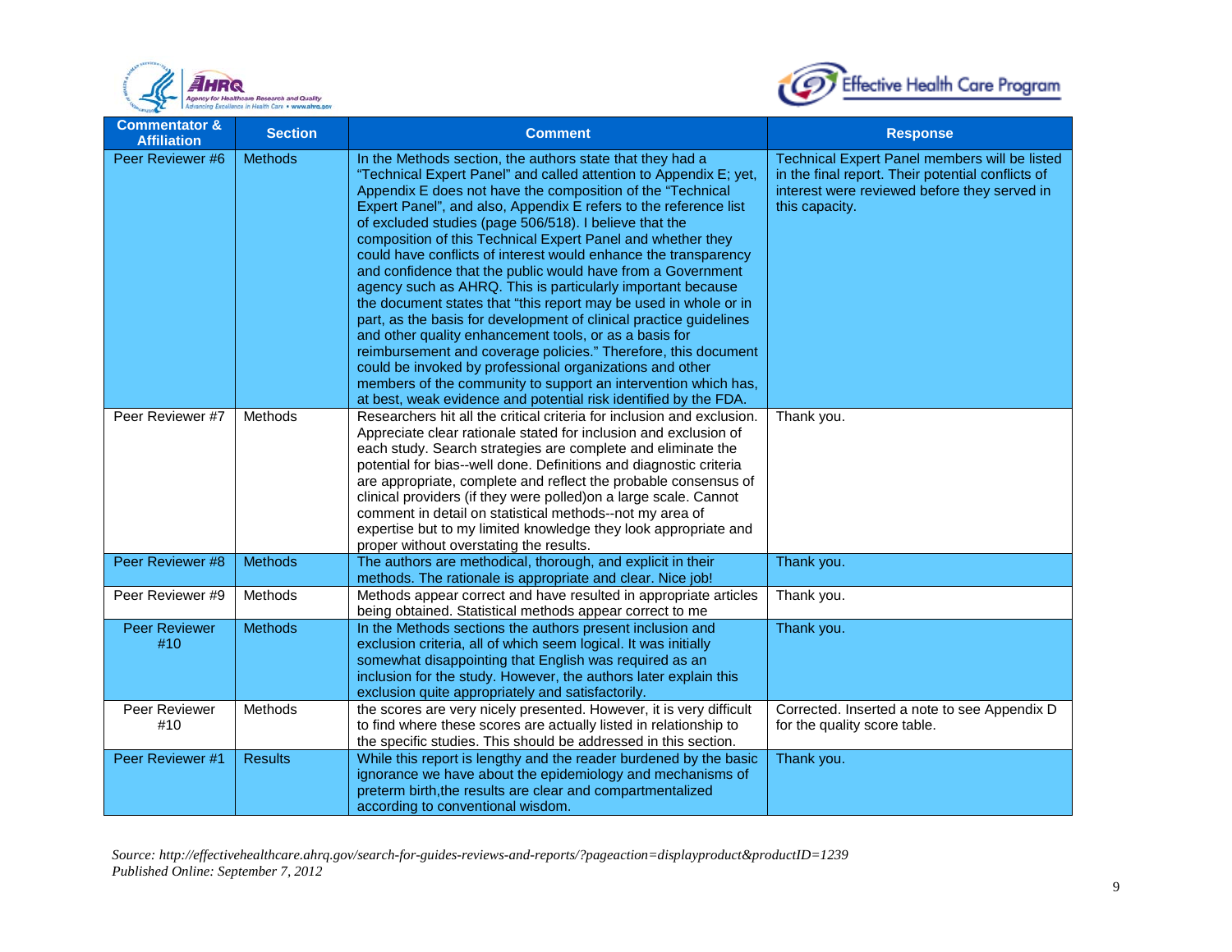| Commentator & Affiliation | Section | Comment | Response |
|---|---|---|---|
| Peer Reviewer #6 | Methods | In the Methods section, the authors state that they had a "Technical Expert Panel" and called attention to Appendix E; yet, Appendix E does not have the composition of the "Technical Expert Panel", and also, Appendix E refers to the reference list of excluded studies (page 506/518). I believe that the composition of this Technical Expert Panel and whether they could have conflicts of interest would enhance the transparency and confidence that the public would have from a Government agency such as AHRQ. This is particularly important because the document states that "this report may be used in whole or in part, as the basis for development of clinical practice guidelines and other quality enhancement tools, or as a basis for reimbursement and coverage policies." Therefore, this document could be invoked by professional organizations and other members of the community to support an intervention which has, at best, weak evidence and potential risk identified by the FDA. | Technical Expert Panel members will be listed in the final report. Their potential conflicts of interest were reviewed before they served in this capacity. |
| Peer Reviewer #7 | Methods | Researchers hit all the critical criteria for inclusion and exclusion. Appreciate clear rationale stated for inclusion and exclusion of each study. Search strategies are complete and eliminate the potential for bias--well done. Definitions and diagnostic criteria are appropriate, complete and reflect the probable consensus of clinical providers (if they were polled)on a large scale. Cannot comment in detail on statistical methods--not my area of expertise but to my limited knowledge they look appropriate and proper without overstating the results. | Thank you. |
| Peer Reviewer #8 | Methods | The authors are methodical, thorough, and explicit in their methods. The rationale is appropriate and clear. Nice job! | Thank you. |
| Peer Reviewer #9 | Methods | Methods appear correct and have resulted in appropriate articles being obtained. Statistical methods appear correct to me | Thank you. |
| Peer Reviewer #10 | Methods | In the Methods sections the authors present inclusion and exclusion criteria, all of which seem logical. It was initially somewhat disappointing that English was required as an inclusion for the study. However, the authors later explain this exclusion quite appropriately and satisfactorily. | Thank you. |
| Peer Reviewer #10 | Methods | the scores are very nicely presented. However, it is very difficult to find where these scores are actually listed in relationship to the specific studies. This should be addressed in this section. | Corrected. Inserted a note to see Appendix D for the quality score table. |
| Peer Reviewer #1 | Results | While this report is lengthy and the reader burdened by the basic ignorance we have about the epidemiology and mechanisms of preterm birth,the results are clear and compartmentalized according to conventional wisdom. | Thank you. |

*Source: http://effectivehealthcare.ahrq.gov/search-for-guides-reviews-and-reports/?pageaction=displayproduct&productID=1239*
*Published Online: September 7, 2012*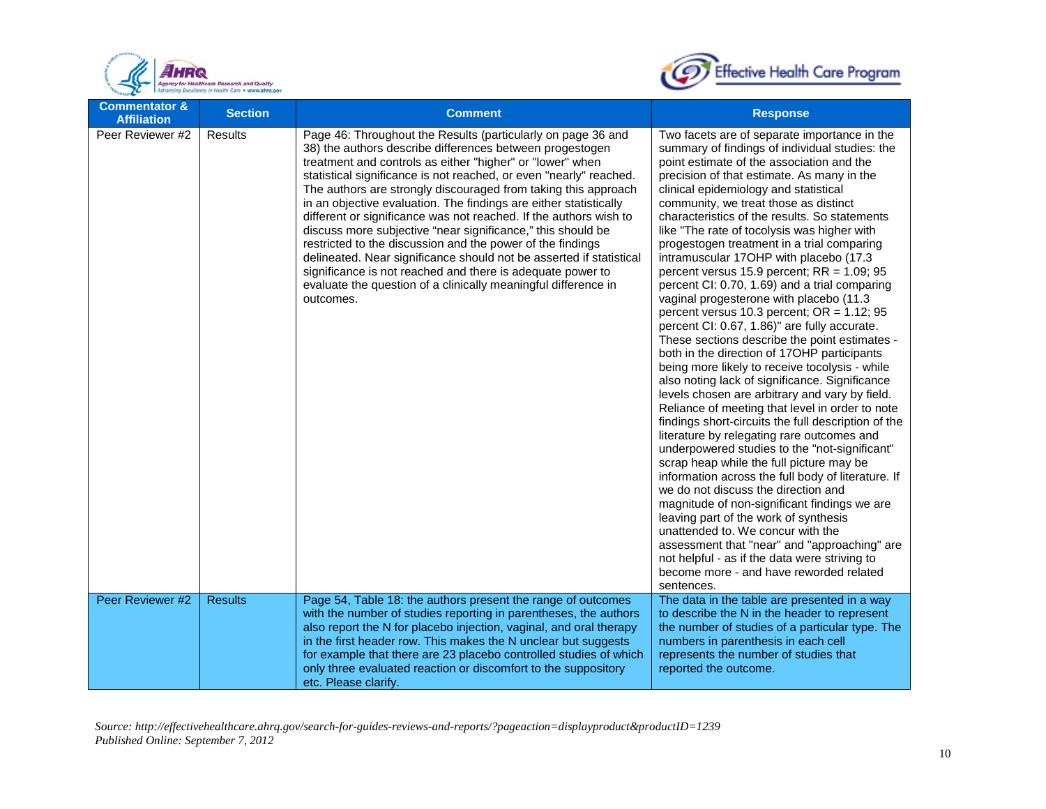| Commentator & Affiliation | Section | Comment | Response |
|---|---|---|---|
| Peer Reviewer #2 | Results | Page 46: Throughout the Results (particularly on page 36 and 38) the authors describe differences between progestogen treatment and controls as either "higher" or "lower" when statistical significance is not reached, or even "nearly" reached. The authors are strongly discouraged from taking this approach in an objective evaluation. The findings are either statistically different or significance was not reached. If the authors wish to discuss more subjective "near significance," this should be restricted to the discussion and the power of the findings delineated. Near significance should not be asserted if statistical significance is not reached and there is adequate power to evaluate the question of a clinically meaningful difference in outcomes. | Two facets are of separate importance in the summary of findings of individual studies: the point estimate of the association and the precision of that estimate. As many in the clinical epidemiology and statistical community, we treat those as distinct characteristics of the results. So statements like "The rate of tocolysis was higher with progestogen treatment in a trial comparing intramuscular 17OHP with placebo (17.3 percent versus 15.9 percent; RR = 1.09; 95 percent CI: 0.70, 1.69) and a trial comparing vaginal progesterone with placebo (11.3 percent versus 10.3 percent; OR = 1.12; 95 percent CI: 0.67, 1.86)" are fully accurate. These sections describe the point estimates - both in the direction of 17OHP participants being more likely to receive tocolysis - while also noting lack of significance. Significance levels chosen are arbitrary and vary by field. Reliance of meeting that level in order to note findings short-circuits the full description of the literature by relegating rare outcomes and underpowered studies to the "not-significant" scrap heap while the full picture may be information across the full body of literature. If we do not discuss the direction and magnitude of non-significant findings we are leaving part of the work of synthesis unattended to. We concur with the assessment that "near" and "approaching" are not helpful - as if the data were striving to become more - and have reworded related sentences. |
| Peer Reviewer #2 | Results | Page 54, Table 18: the authors present the range of outcomes with the number of studies reporting in parentheses, the authors also report the N for placebo injection, vaginal, and oral therapy in the first header row. This makes the N unclear but suggests for example that there are 23 placebo controlled studies of which only three evaluated reaction or discomfort to the suppository etc. Please clarify. | The data in the table are presented in a way to describe the N in the header to represent the number of studies of a particular type. The numbers in parenthesis in each cell represents the number of studies that reported the outcome. |

*Source: http://effectivehealthcare.ahrq.gov/search-for-guides-reviews-and-reports/?pageaction=displayproduct&productID=1239*
*Published Online: September 7, 2012*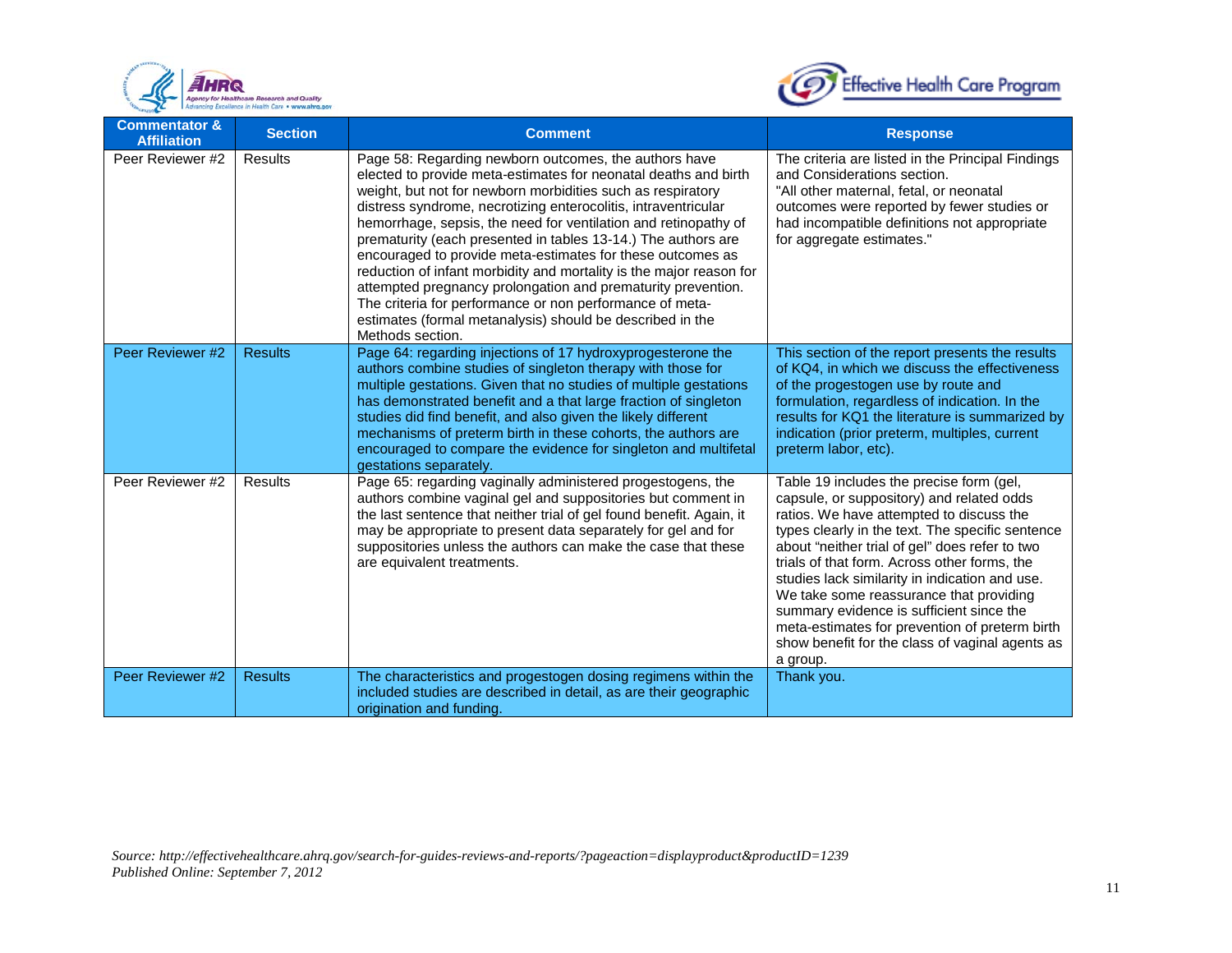| Commentator & Affiliation | Section | Comment | Response |
|---|---|---|---|
| Peer Reviewer #2 | Results | Page 58: Regarding newborn outcomes, the authors have elected to provide meta-estimates for neonatal deaths and birth weight, but not for newborn morbidities such as respiratory distress syndrome, necrotizing enterocolitis, intraventricular hemorrhage, sepsis, the need for ventilation and retinopathy of prematurity (each presented in tables 13-14.) The authors are encouraged to provide meta-estimates for these outcomes as reduction of infant morbidity and mortality is the major reason for attempted pregnancy prolongation and prematurity prevention. The criteria for performance or non performance of meta-estimates (formal metanalysis) should be described in the Methods section. | The criteria are listed in the Principal Findings and Considerations section. "All other maternal, fetal, or neonatal outcomes were reported by fewer studies or had incompatible definitions not appropriate for aggregate estimates." |
| Peer Reviewer #2 | Results | Page 64: regarding injections of 17 hydroxyprogesterone the authors combine studies of singleton therapy with those for multiple gestations. Given that no studies of multiple gestations has demonstrated benefit and a that large fraction of singleton studies did find benefit, and also given the likely different mechanisms of preterm birth in these cohorts, the authors are encouraged to compare the evidence for singleton and multifetal gestations separately. | This section of the report presents the results of KQ4, in which we discuss the effectiveness of the progestogen use by route and formulation, regardless of indication. In the results for KQ1 the literature is summarized by indication (prior preterm, multiples, current preterm labor, etc). |
| Peer Reviewer #2 | Results | Page 65: regarding vaginally administered progestogens, the authors combine vaginal gel and suppositories but comment in the last sentence that neither trial of gel found benefit. Again, it may be appropriate to present data separately for gel and for suppositories unless the authors can make the case that these are equivalent treatments. | Table 19 includes the precise form (gel, capsule, or suppository) and related odds ratios. We have attempted to discuss the types clearly in the text. The specific sentence about "neither trial of gel" does refer to two trials of that form. Across other forms, the studies lack similarity in indication and use. We take some reassurance that providing summary evidence is sufficient since the meta-estimates for prevention of preterm birth show benefit for the class of vaginal agents as a group. |
| Peer Reviewer #2 | Results | The characteristics and progestogen dosing regimens within the included studies are described in detail, as are their geographic origination and funding. | Thank you. |

*Source: http://effectivehealthcare.ahrq.gov/search-for-guides-reviews-and-reports/?pageaction=displayproduct&productID=1239*
*Published Online: September 7, 2012*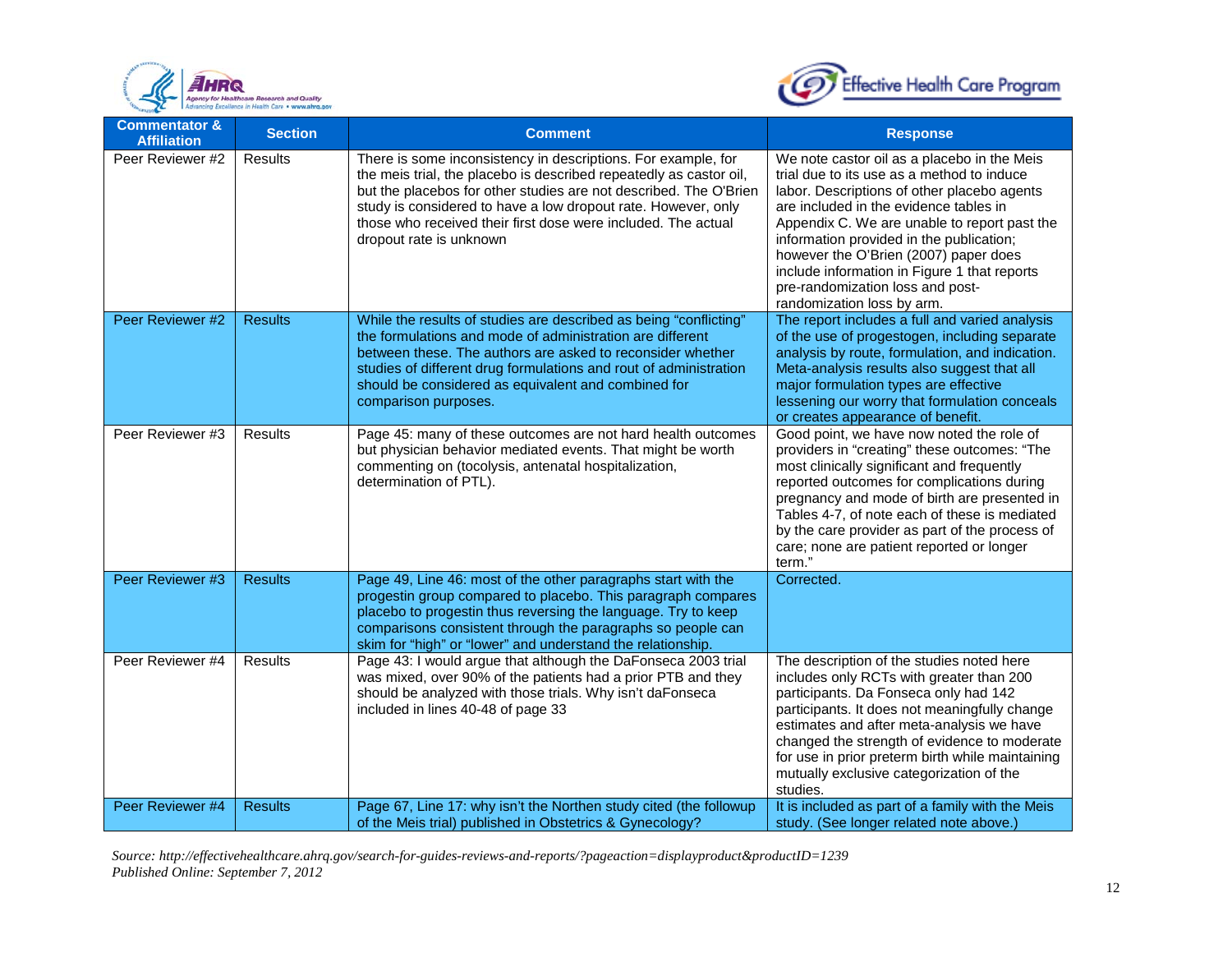| Commentator & Affiliation | Section | Comment | Response |
|---|---|---|---|
| Peer Reviewer #2 | Results | There is some inconsistency in descriptions. For example, for the meis trial, the placebo is described repeatedly as castor oil, but the placebos for other studies are not described. The O'Brien study is considered to have a low dropout rate. However, only those who received their first dose were included. The actual dropout rate is unknown | We note castor oil as a placebo in the Meis trial due to its use as a method to induce labor. Descriptions of other placebo agents are included in the evidence tables in Appendix C. We are unable to report past the information provided in the publication; however the O'Brien (2007) paper does include information in Figure 1 that reports pre-randomization loss and post-randomization loss by arm. |
| Peer Reviewer #2 | Results | While the results of studies are described as being "conflicting" the formulations and mode of administration are different between these. The authors are asked to reconsider whether studies of different drug formulations and rout of administration should be considered as equivalent and combined for comparison purposes. | The report includes a full and varied analysis of the use of progestogen, including separate analysis by route, formulation, and indication. Meta-analysis results also suggest that all major formulation types are effective lessening our worry that formulation conceals or creates appearance of benefit. |
| Peer Reviewer #3 | Results | Page 45: many of these outcomes are not hard health outcomes but physician behavior mediated events. That might be worth commenting on (tocolysis, antenatal hospitalization, determination of PTL). | Good point, we have now noted the role of providers in "creating" these outcomes: "The most clinically significant and frequently reported outcomes for complications during pregnancy and mode of birth are presented in Tables 4-7, of note each of these is mediated by the care provider as part of the process of care; none are patient reported or longer term." |
| Peer Reviewer #3 | Results | Page 49, Line 46: most of the other paragraphs start with the progestin group compared to placebo. This paragraph compares placebo to progestin thus reversing the language. Try to keep comparisons consistent through the paragraphs so people can skim for "high" or "lower" and understand the relationship. | Corrected. |
| Peer Reviewer #4 | Results | Page 43: I would argue that although the DaFonseca 2003 trial was mixed, over 90% of the patients had a prior PTB and they should be analyzed with those trials. Why isn't daFonseca included in lines 40-48 of page 33 | The description of the studies noted here includes only RCTs with greater than 200 participants. Da Fonseca only had 142 participants. It does not meaningfully change estimates and after meta-analysis we have changed the strength of evidence to moderate for use in prior preterm birth while maintaining mutually exclusive categorization of the studies. |
| Peer Reviewer #4 | Results | Page 67, Line 17: why isn't the Northen study cited (the followup of the Meis trial) published in Obstetrics & Gynecology? | It is included as part of a family with the Meis study. (See longer related note above.) |

*Source: http://effectivehealthcare.ahrq.gov/search-for-guides-reviews-and-reports/?pageaction=displayproduct&productID=1239*
*Published Online: September 7, 2012*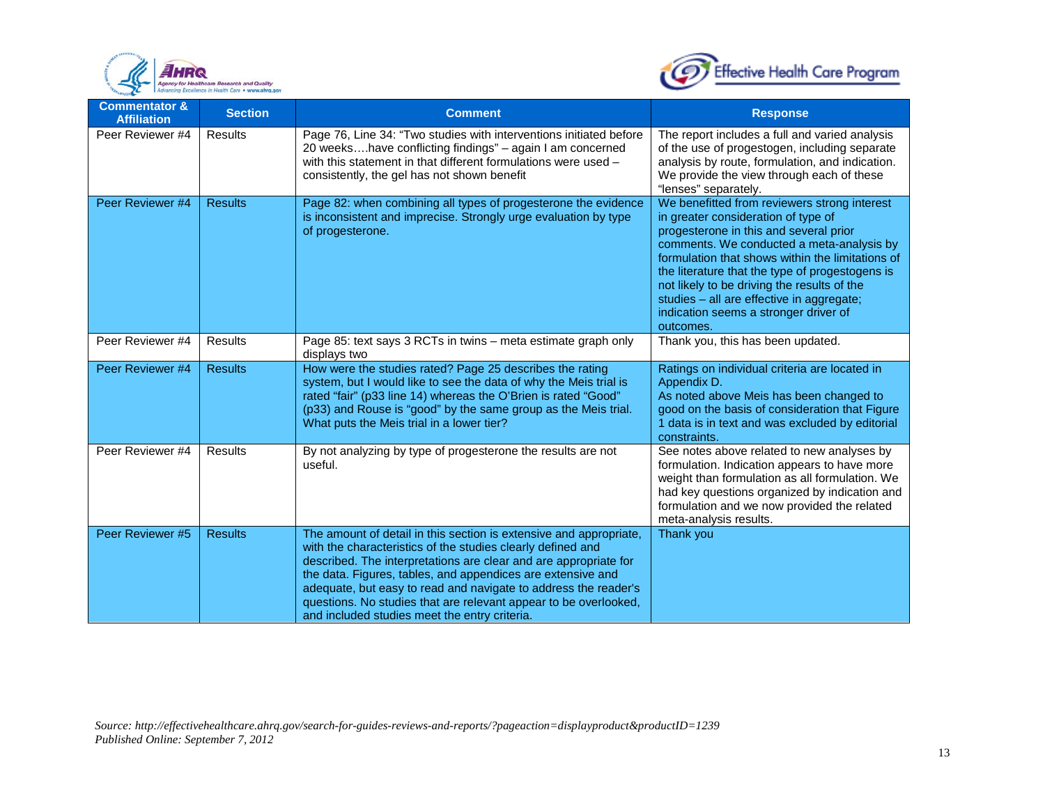| Commentator & Affiliation | Section | Comment | Response |
|---|---|---|---|
| Peer Reviewer #4 | Results | Page 76, Line 34: "Two studies with interventions initiated before 20 weeks….have conflicting findings" – again I am concerned with this statement in that different formulations were used – consistently, the gel has not shown benefit | The report includes a full and varied analysis of the use of progestogen, including separate analysis by route, formulation, and indication. We provide the view through each of these "lenses" separately. |
| Peer Reviewer #4 | Results | Page 82: when combining all types of progesterone the evidence is inconsistent and imprecise. Strongly urge evaluation by type of progesterone. | We benefitted from reviewers strong interest in greater consideration of type of progesterone in this and several prior comments. We conducted a meta-analysis by formulation that shows within the limitations of the literature that the type of progestogens is not likely to be driving the results of the studies – all are effective in aggregate; indication seems a stronger driver of outcomes. |
| Peer Reviewer #4 | Results | Page 85: text says 3 RCTs in twins – meta estimate graph only displays two | Thank you, this has been updated. |
| Peer Reviewer #4 | Results | How were the studies rated? Page 25 describes the rating system, but I would like to see the data of why the Meis trial is rated "fair" (p33 line 14) whereas the O'Brien is rated "Good" (p33) and Rouse is "good" by the same group as the Meis trial. What puts the Meis trial in a lower tier? | Ratings on individual criteria are located in Appendix D. As noted above Meis has been changed to good on the basis of consideration that Figure 1 data is in text and was excluded by editorial constraints. |
| Peer Reviewer #4 | Results | By not analyzing by type of progesterone the results are not useful. | See notes above related to new analyses by formulation. Indication appears to have more weight than formulation as all formulation. We had key questions organized by indication and formulation and we now provided the related meta-analysis results. |
| Peer Reviewer #5 | Results | The amount of detail in this section is extensive and appropriate, with the characteristics of the studies clearly defined and described. The interpretations are clear and are appropriate for the data. Figures, tables, and appendices are extensive and adequate, but easy to read and navigate to address the reader's questions. No studies that are relevant appear to be overlooked, and included studies meet the entry criteria. | Thank you |

*Source: http://effectivehealthcare.ahrq.gov/search-for-guides-reviews-and-reports/?pageaction=displayproduct&productID=1239*
*Published Online: September 7, 2012*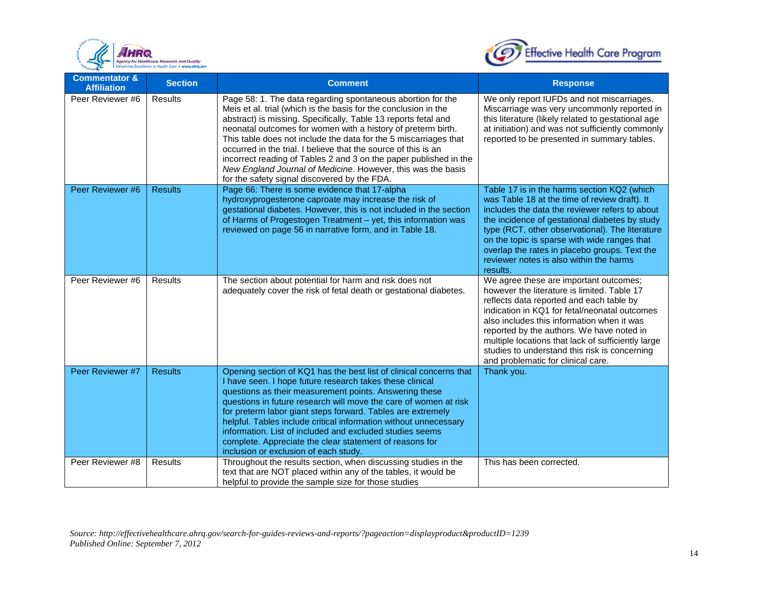| Commentator & Affiliation | Section | Comment | Response |
|---|---|---|---|
| Peer Reviewer #6 | Results | Page 58: 1. The data regarding spontaneous abortion for the Meis et al. trial (which is the basis for the conclusion in the abstract) is missing. Specifically, Table 13 reports fetal and neonatal outcomes for women with a history of preterm birth. This table does not include the data for the 5 miscarriages that occurred in the trial. I believe that the source of this is an incorrect reading of Tables 2 and 3 on the paper published in the *New England Journal of Medicine*. However, this was the basis for the safety signal discovered by the FDA. | We only report IUFDs and not miscarriages. Miscarriage was very uncommonly reported in this literature (likely related to gestational age at initiation) and was not sufficiently commonly reported to be presented in summary tables. |
| Peer Reviewer #6 | Results | Page 66: There is some evidence that 17-alpha hydroxyprogesterone caproate may increase the risk of gestational diabetes. However, this is not included in the section of Harms of Progestogen Treatment – yet, this information was reviewed on page 56 in narrative form, and in Table 18. | Table 17 is in the harms section KQ2 (which was Table 18 at the time of review draft). It includes the data the reviewer refers to about the incidence of gestational diabetes by study type (RCT, other observational). The literature on the topic is sparse with wide ranges that overlap the rates in placebo groups. Text the reviewer notes is also within the harms results. |
| Peer Reviewer #6 | Results | The section about potential for harm and risk does not adequately cover the risk of fetal death or gestational diabetes. | We agree these are important outcomes; however the literature is limited. Table 17 reflects data reported and each table by indication in KQ1 for fetal/neonatal outcomes also includes this information when it was reported by the authors. We have noted in multiple locations that lack of sufficiently large studies to understand this risk is concerning and problematic for clinical care. |
| Peer Reviewer #7 | Results | Opening section of KQ1 has the best list of clinical concerns that I have seen. I hope future research takes these clinical questions as their measurement points. Answering these questions in future research will move the care of women at risk for preterm labor giant steps forward. Tables are extremely helpful. Tables include critical information without unnecessary information. List of included and excluded studies seems complete. Appreciate the clear statement of reasons for inclusion or exclusion of each study. | Thank you. |
| Peer Reviewer #8 | Results | Throughout the results section, when discussing studies in the text that are NOT placed within any of the tables, it would be helpful to provide the sample size for those studies | This has been corrected. |

*Source: http://effectivehealthcare.ahrq.gov/search-for-guides-reviews-and-reports/?pageaction=displayproduct&productID=1239*
*Published Online: September 7, 2012*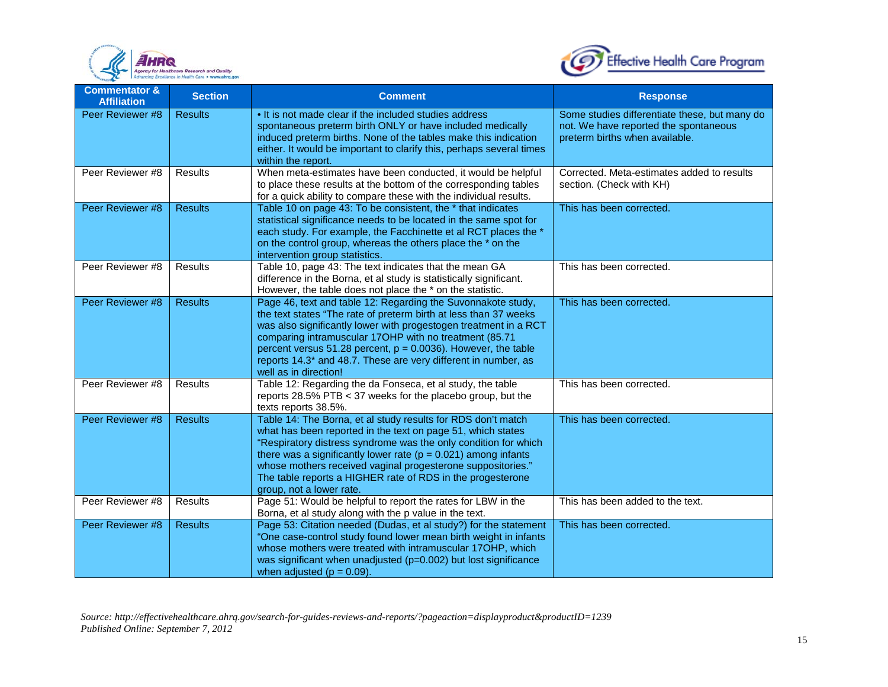| Commentator & Affiliation | Section | Comment | Response |
|---|---|---|---|
| Peer Reviewer #8 | Results | • It is not made clear if the included studies address spontaneous preterm birth ONLY or have included medically induced preterm births. None of the tables make this indication either. It would be important to clarify this, perhaps several times within the report. | Some studies differentiate these, but many do not. We have reported the spontaneous preterm births when available. |
| Peer Reviewer #8 | Results | When meta-estimates have been conducted, it would be helpful to place these results at the bottom of the corresponding tables for a quick ability to compare these with the individual results. | Corrected. Meta-estimates added to results section. (Check with KH) |
| Peer Reviewer #8 | Results | Table 10 on page 43: To be consistent, the * that indicates statistical significance needs to be located in the same spot for each study. For example, the Facchinette et al RCT places the * on the control group, whereas the others place the * on the intervention group statistics. | This has been corrected. |
| Peer Reviewer #8 | Results | Table 10, page 43: The text indicates that the mean GA difference in the Borna, et al study is statistically significant. However, the table does not place the * on the statistic. | This has been corrected. |
| Peer Reviewer #8 | Results | Page 46, text and table 12: Regarding the Suvonnakote study, the text states "The rate of preterm birth at less than 37 weeks was also significantly lower with progestogen treatment in a RCT comparing intramuscular 17OHP with no treatment (85.71 percent versus 51.28 percent, p = 0.0036). However, the table reports 14.3* and 48.7. These are very different in number, as well as in direction! | This has been corrected. |
| Peer Reviewer #8 | Results | Table 12: Regarding the da Fonseca, et al study, the table reports 28.5% PTB < 37 weeks for the placebo group, but the texts reports 38.5%. | This has been corrected. |
| Peer Reviewer #8 | Results | Table 14: The Borna, et al study results for RDS don't match what has been reported in the text on page 51, which states "Respiratory distress syndrome was the only condition for which there was a significantly lower rate (p = 0.021) among infants whose mothers received vaginal progesterone suppositories." The table reports a HIGHER rate of RDS in the progesterone group, not a lower rate. | This has been corrected. |
| Peer Reviewer #8 | Results | Page 51: Would be helpful to report the rates for LBW in the Borna, et al study along with the p value in the text. | This has been added to the text. |
| Peer Reviewer #8 | Results | Page 53: Citation needed (Dudas, et al study?) for the statement "One case-control study found lower mean birth weight in infants whose mothers were treated with intramuscular 17OHP, which was significant when unadjusted (p=0.002) but lost significance when adjusted (p = 0.09). | This has been corrected. |

*Source: http://effectivehealthcare.ahrq.gov/search-for-guides-reviews-and-reports/?pageaction=displayproduct&productID=1239*
*Published Online: September 7, 2012*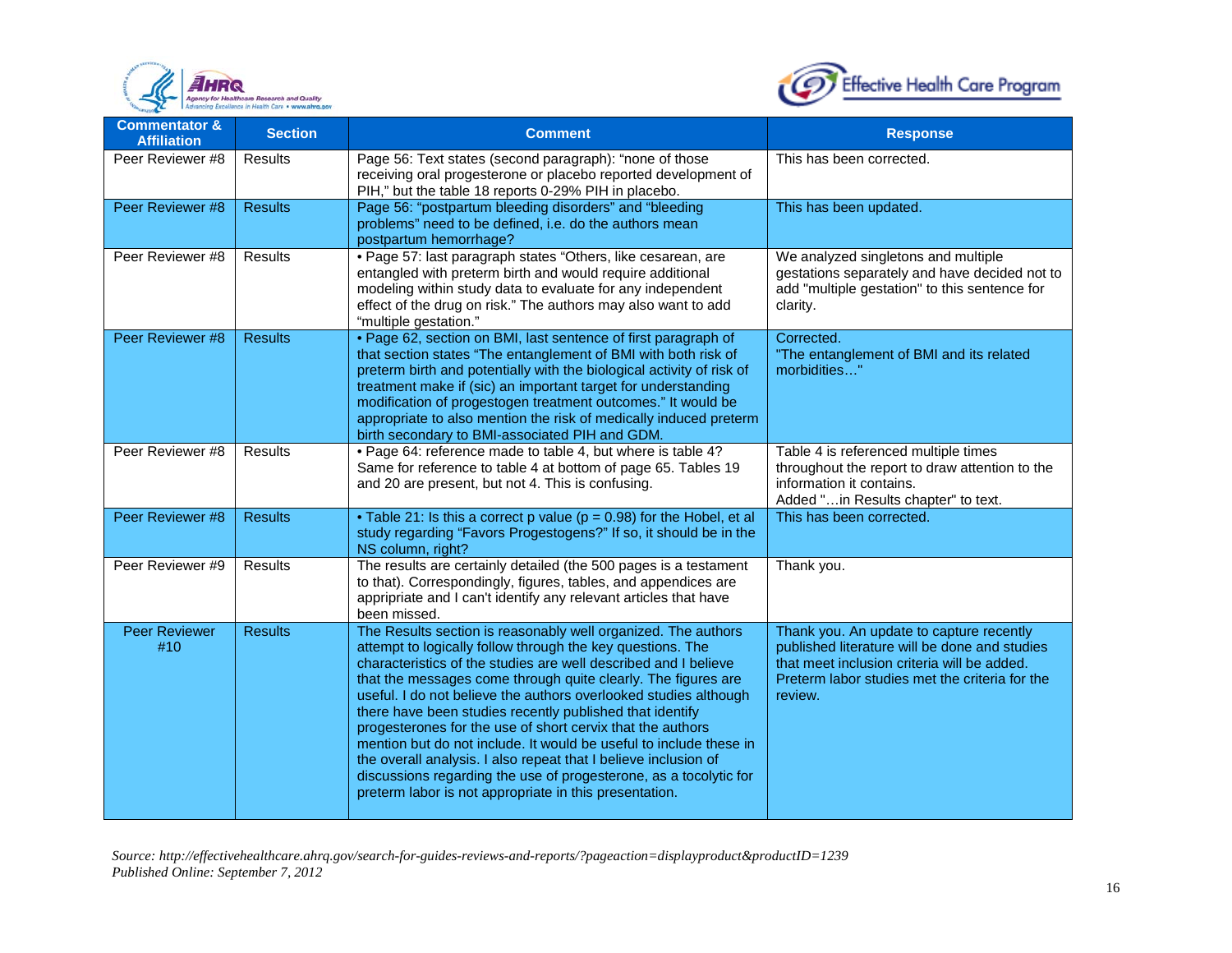| Commentator & Affiliation | Section | Comment | Response |
|---|---|---|---|
| Peer Reviewer #8 | Results | Page 56: Text states (second paragraph): "none of those receiving oral progesterone or placebo reported development of PIH," but the table 18 reports 0-29% PIH in placebo. | This has been corrected. |
| Peer Reviewer #8 | Results | Page 56: "postpartum bleeding disorders" and "bleeding problems" need to be defined, i.e. do the authors mean postpartum hemorrhage? | This has been updated. |
| Peer Reviewer #8 | Results | • Page 57: last paragraph states "Others, like cesarean, are entangled with preterm birth and would require additional modeling within study data to evaluate for any independent effect of the drug on risk." The authors may also want to add "multiple gestation." | We analyzed singletons and multiple gestations separately and have decided not to add "multiple gestation" to this sentence for clarity. |
| Peer Reviewer #8 | Results | • Page 62, section on BMI, last sentence of first paragraph of that section states "The entanglement of BMI with both risk of preterm birth and potentially with the biological activity of risk of treatment make if (sic) an important target for understanding modification of progestogen treatment outcomes." It would be appropriate to also mention the risk of medically induced preterm birth secondary to BMI-associated PIH and GDM. | Corrected.<br>"The entanglement of BMI and its related morbidities…" |
| Peer Reviewer #8 | Results | • Page 64: reference made to table 4, but where is table 4? Same for reference to table 4 at bottom of page 65. Tables 19 and 20 are present, but not 4. This is confusing. | Table 4 is referenced multiple times throughout the report to draw attention to the information it contains.<br>Added "…in Results chapter" to text. |
| Peer Reviewer #8 | Results | • Table 21: Is this a correct p value (p = 0.98) for the Hobel, et al study regarding "Favors Progestogens?" If so, it should be in the NS column, right? | This has been corrected. |
| Peer Reviewer #9 | Results | The results are certainly detailed (the 500 pages is a testament to that). Correspondingly, figures, tables, and appendices are appripriate and I can't identify any relevant articles that have been missed. | Thank you. |
| Peer Reviewer #10 | Results | The Results section is reasonably well organized. The authors attempt to logically follow through the key questions. The characteristics of the studies are well described and I believe that the messages come through quite clearly. The figures are useful. I do not believe the authors overlooked studies although there have been studies recently published that identify progesterones for the use of short cervix that the authors mention but do not include. It would be useful to include these in the overall analysis. I also repeat that I believe inclusion of discussions regarding the use of progesterone, as a tocolytic for preterm labor is not appropriate in this presentation. | Thank you. An update to capture recently published literature will be done and studies that meet inclusion criteria will be added. Preterm labor studies met the criteria for the review. |

*Source: http://effectivehealthcare.ahrq.gov/search-for-guides-reviews-and-reports/?pageaction=displayproduct&productID=1239*
*Published Online: September 7, 2012*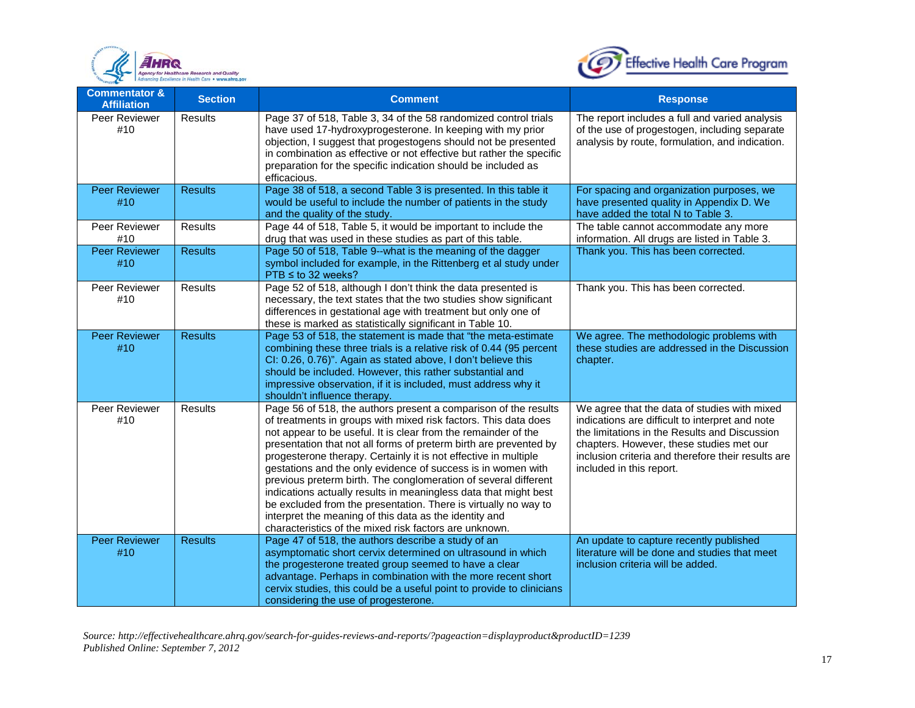| Commentator & Affiliation | Section | Comment | Response |
| --- | --- | --- | --- |
| Peer Reviewer #10 | Results | Page 37 of 518, Table 3, 34 of the 58 randomized control trials have used 17-hydroxyprogesterone. In keeping with my prior objection, I suggest that progestogens should not be presented in combination as effective or not effective but rather the specific preparation for the specific indication should be included as efficacious. | The report includes a full and varied analysis of the use of progestogen, including separate analysis by route, formulation, and indication. |
| Peer Reviewer #10 | Results | Page 38 of 518, a second Table 3 is presented. In this table it would be useful to include the number of patients in the study and the quality of the study. | For spacing and organization purposes, we have presented quality in Appendix D. We have added the total N to Table 3. |
| Peer Reviewer #10 | Results | Page 44 of 518, Table 5, it would be important to include the drug that was used in these studies as part of this table. | The table cannot accommodate any more information. All drugs are listed in Table 3. |
| Peer Reviewer #10 | Results | Page 50 of 518, Table 9--what is the meaning of the dagger symbol included for example, in the Rittenberg et al study under PTB ≤ to 32 weeks? | Thank you. This has been corrected. |
| Peer Reviewer #10 | Results | Page 52 of 518, although I don't think the data presented is necessary, the text states that the two studies show significant differences in gestational age with treatment but only one of these is marked as statistically significant in Table 10. | Thank you. This has been corrected. |
| Peer Reviewer #10 | Results | Page 53 of 518, the statement is made that "the meta-estimate combining these three trials is a relative risk of 0.44 (95 percent CI: 0.26, 0.76)". Again as stated above, I don't believe this should be included. However, this rather substantial and impressive observation, if it is included, must address why it shouldn't influence therapy. | We agree. The methodologic problems with these studies are addressed in the Discussion chapter. |
| Peer Reviewer #10 | Results | Page 56 of 518, the authors present a comparison of the results of treatments in groups with mixed risk factors. This data does not appear to be useful. It is clear from the remainder of the presentation that not all forms of preterm birth are prevented by progesterone therapy. Certainly it is not effective in multiple gestations and the only evidence of success is in women with previous preterm birth. The conglomeration of several different indications actually results in meaningless data that might best be excluded from the presentation. There is virtually no way to interpret the meaning of this data as the identity and characteristics of the mixed risk factors are unknown. | We agree that the data of studies with mixed indications are difficult to interpret and note the limitations in the Results and Discussion chapters. However, these studies met our inclusion criteria and therefore their results are included in this report. |
| Peer Reviewer #10 | Results | Page 47 of 518, the authors describe a study of an asymptomatic short cervix determined on ultrasound in which the progesterone treated group seemed to have a clear advantage. Perhaps in combination with the more recent short cervix studies, this could be a useful point to provide to clinicians considering the use of progesterone. | An update to capture recently published literature will be done and studies that meet inclusion criteria will be added. |

*Source: http://effectivehealthcare.ahrq.gov/search-for-guides-reviews-and-reports/?pageaction=displayproduct&productID=1239*
*Published Online: September 7, 2012*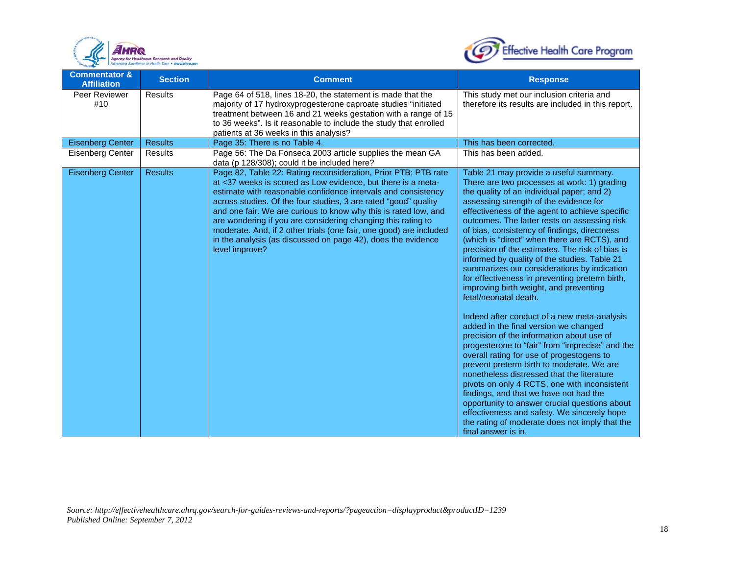| Commentator & Affiliation | Section | Comment | Response |
|---|---|---|---|
| Peer Reviewer #10 | Results | Page 64 of 518, lines 18-20, the statement is made that the majority of 17 hydroxyprogesterone caproate studies "initiated treatment between 16 and 21 weeks gestation with a range of 15 to 36 weeks". Is it reasonable to include the study that enrolled patients at 36 weeks in this analysis? | This study met our inclusion criteria and therefore its results are included in this report. |
| Eisenberg Center | Results | Page 35: There is no Table 4. | This has been corrected. |
| Eisenberg Center | Results | Page 56: The Da Fonseca 2003 article supplies the mean GA data (p 128/308); could it be included here? | This has been added. |
| Eisenberg Center | Results | Page 82, Table 22: Rating reconsideration, Prior PTB; PTB rate at <37 weeks is scored as Low evidence, but there is a meta-estimate with reasonable confidence intervals and consistency across studies. Of the four studies, 3 are rated "good" quality and one fair. We are curious to know why this is rated low, and are wondering if you are considering changing this rating to moderate. And, if 2 other trials (one fair, one good) are included in the analysis (as discussed on page 42), does the evidence level improve? | Table 21 may provide a useful summary. There are two processes at work: 1) grading the quality of an individual paper; and 2) assessing strength of the evidence for effectiveness of the agent to achieve specific outcomes. The latter rests on assessing risk of bias, consistency of findings, directness (which is "direct" when there are RCTS), and precision of the estimates. The risk of bias is informed by quality of the studies. Table 21 summarizes our considerations by indication for effectiveness in preventing preterm birth, improving birth weight, and preventing fetal/neonatal death.<br><br>Indeed after conduct of a new meta-analysis added in the final version we changed precision of the information about use of progesterone to "fair" from "imprecise" and the overall rating for use of progestogens to prevent preterm birth to moderate. We are nonetheless distressed that the literature pivots on only 4 RCTS, one with inconsistent findings, and that we have not had the opportunity to answer crucial questions about effectiveness and safety. We sincerely hope the rating of moderate does not imply that the final answer is in. |

*Source: http://effectivehealthcare.ahrq.gov/search-for-guides-reviews-and-reports/?pageaction=displayproduct&productID=1239*
*Published Online: September 7, 2012*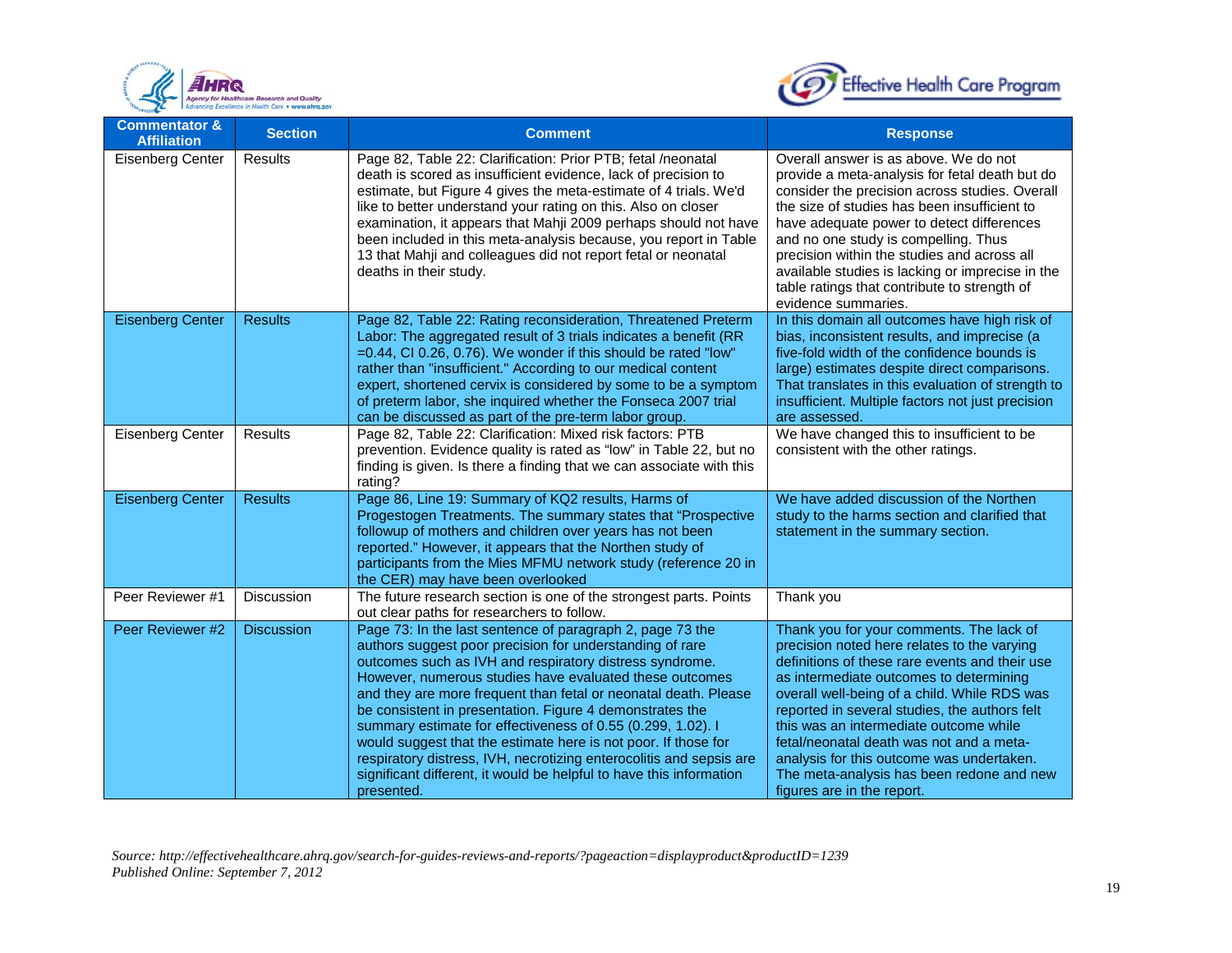| Commentator & Affiliation | Section | Comment | Response |
|---|---|---|---|
| Eisenberg Center | Results | Page 82, Table 22: Clarification: Prior PTB; fetal /neonatal death is scored as insufficient evidence, lack of precision to estimate, but Figure 4 gives the meta-estimate of 4 trials. We'd like to better understand your rating on this. Also on closer examination, it appears that Mahji 2009 perhaps should not have been included in this meta-analysis because, you report in Table 13 that Mahji and colleagues did not report fetal or neonatal deaths in their study. | Overall answer is as above. We do not provide a meta-analysis for fetal death but do consider the precision across studies. Overall the size of studies has been insufficient to have adequate power to detect differences and no one study is compelling. Thus precision within the studies and across all available studies is lacking or imprecise in the table ratings that contribute to strength of evidence summaries. |
| Eisenberg Center | Results | Page 82, Table 22: Rating reconsideration, Threatened Preterm Labor: The aggregated result of 3 trials indicates a benefit (RR =0.44, CI 0.26, 0.76). We wonder if this should be rated "low" rather than "insufficient." According to our medical content expert, shortened cervix is considered by some to be a symptom of preterm labor, she inquired whether the Fonseca 2007 trial can be discussed as part of the pre-term labor group. | In this domain all outcomes have high risk of bias, inconsistent results, and imprecise (a five-fold width of the confidence bounds is large) estimates despite direct comparisons. That translates in this evaluation of strength to insufficient. Multiple factors not just precision are assessed. |
| Eisenberg Center | Results | Page 82, Table 22: Clarification: Mixed risk factors: PTB prevention. Evidence quality is rated as "low" in Table 22, but no finding is given. Is there a finding that we can associate with this rating? | We have changed this to insufficient to be consistent with the other ratings. |
| Eisenberg Center | Results | Page 86, Line 19: Summary of KQ2 results, Harms of Progestogen Treatments. The summary states that "Prospective followup of mothers and children over years has not been reported." However, it appears that the Northen study of participants from the Mies MFMU network study (reference 20 in the CER) may have been overlooked | We have added discussion of the Northern study to the harms section and clarified that statement in the summary section. |
| Peer Reviewer #1 | Discussion | The future research section is one of the strongest parts. Points out clear paths for researchers to follow. | Thank you |
| Peer Reviewer #2 | Discussion | Page 73: In the last sentence of paragraph 2, page 73 the authors suggest poor precision for understanding of rare outcomes such as IVH and respiratory distress syndrome. However, numerous studies have evaluated these outcomes and they are more frequent than fetal or neonatal death. Please be consistent in presentation. Figure 4 demonstrates the summary estimate for effectiveness of 0.55 (0.299, 1.02). I would suggest that the estimate here is not poor. If those for respiratory distress, IVH, necrotizing enterocolitis and sepsis are significant different, it would be helpful to have this information presented. | Thank you for your comments. The lack of precision noted here relates to the varying definitions of these rare events and their use as intermediate outcomes to determining overall well-being of a child. While RDS was reported in several studies, the authors felt this was an intermediate outcome while fetal/neonatal death was not and a meta-analysis for this outcome was undertaken. The meta-analysis has been redone and new figures are in the report. |

*Source: http://effectivehealthcare.ahrq.gov/search-for-guides-reviews-and-reports/?pageaction=displayproduct&productID=1239*
*Published Online: September 7, 2012*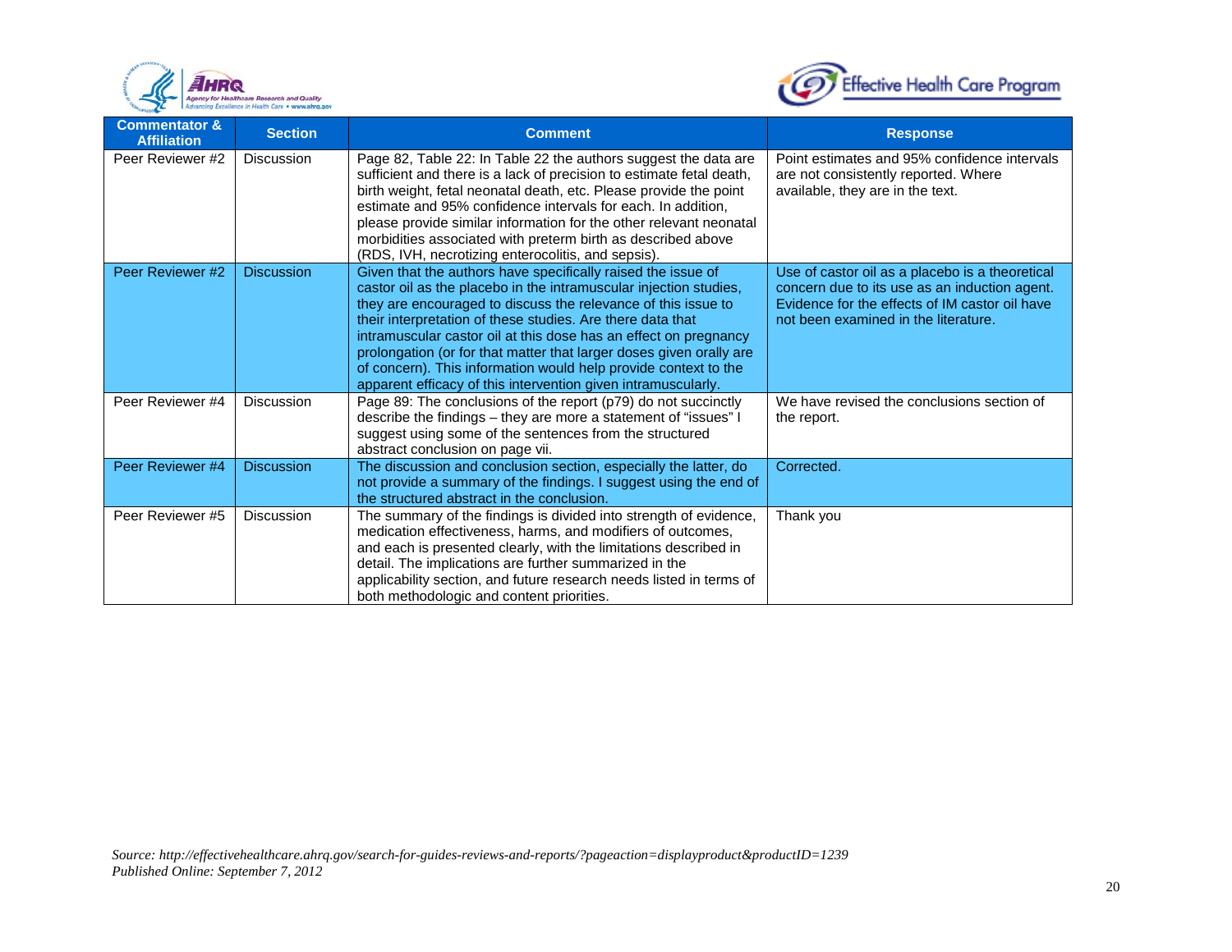| Commentator & Affiliation | Section | Comment | Response |
| --- | --- | --- | --- |
| Peer Reviewer #2 | Discussion | Page 82, Table 22: In Table 22 the authors suggest the data are sufficient and there is a lack of precision to estimate fetal death, birth weight, fetal neonatal death, etc. Please provide the point estimate and 95% confidence intervals for each. In addition, please provide similar information for the other relevant neonatal morbidities associated with preterm birth as described above (RDS, IVH, necrotizing enterocolitis, and sepsis). | Point estimates and 95% confidence intervals are not consistently reported. Where available, they are in the text. |
| Peer Reviewer #2 | Discussion | Given that the authors have specifically raised the issue of castor oil as the placebo in the intramuscular injection studies, they are encouraged to discuss the relevance of this issue to their interpretation of these studies. Are there data that intramuscular castor oil at this dose has an effect on pregnancy prolongation (or for that matter that larger doses given orally are of concern). This information would help provide context to the apparent efficacy of this intervention given intramuscularly. | Use of castor oil as a placebo is a theoretical concern due to its use as an induction agent. Evidence for the effects of IM castor oil have not been examined in the literature. |
| Peer Reviewer #4 | Discussion | Page 89: The conclusions of the report (p79) do not succinctly describe the findings – they are more a statement of "issues" I suggest using some of the sentences from the structured abstract conclusion on page vii. | We have revised the conclusions section of the report. |
| Peer Reviewer #4 | Discussion | The discussion and conclusion section, especially the latter, do not provide a summary of the findings. I suggest using the end of the structured abstract in the conclusion. | Corrected. |
| Peer Reviewer #5 | Discussion | The summary of the findings is divided into strength of evidence, medication effectiveness, harms, and modifiers of outcomes, and each is presented clearly, with the limitations described in detail. The implications are further summarized in the applicability section, and future research needs listed in terms of both methodologic and content priorities. | Thank you |

*Source: http://effectivehealthcare.ahrq.gov/search-for-guides-reviews-and-reports/?pageaction=displayproduct&productID=1239*
*Published Online: September 7, 2012*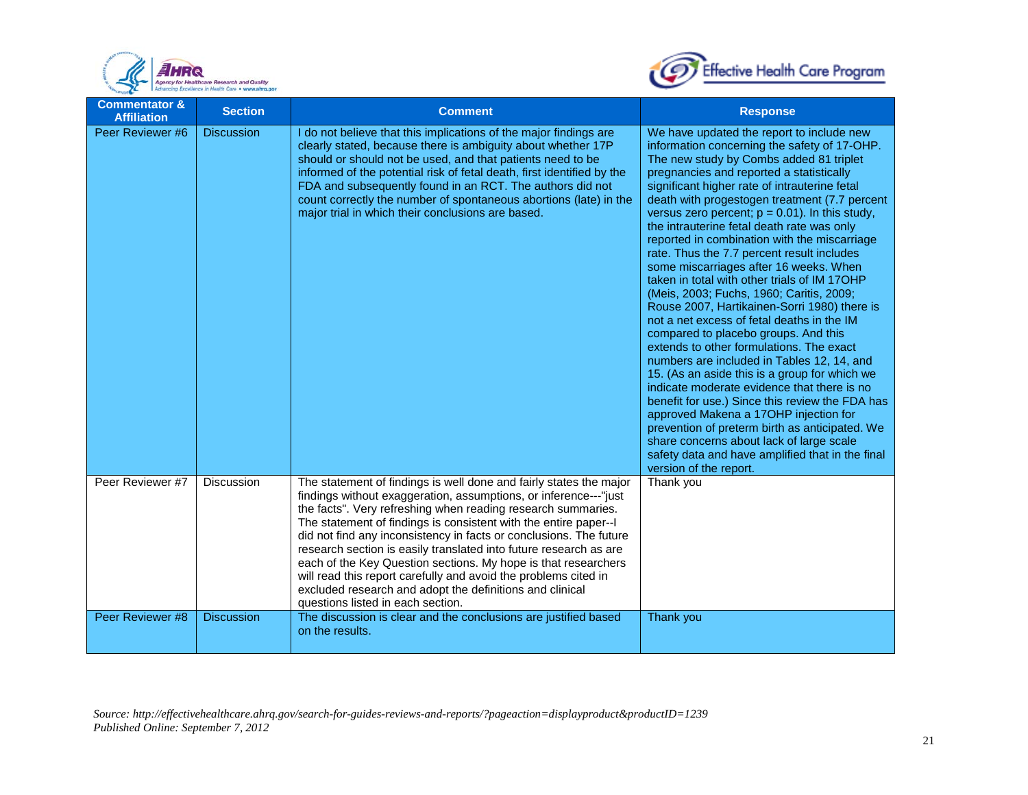| Commentator & Affiliation | Section | Comment | Response |
|---|---|---|---|
| Peer Reviewer #6 | Discussion | I do not believe that this implications of the major findings are clearly stated, because there is ambiguity about whether 17P should or should not be used, and that patients need to be informed of the potential risk of fetal death, first identified by the FDA and subsequently found in an RCT. The authors did not count correctly the number of spontaneous abortions (late) in the major trial in which their conclusions are based. | We have updated the report to include new information concerning the safety of 17-OHP. The new study by Combs added 81 triplet pregnancies and reported a statistically significant higher rate of intrauterine fetal death with progestogen treatment (7.7 percent versus zero percent; $p = 0.01$). In this study, the intrauterine fetal death rate was only reported in combination with the miscarriage rate. Thus the 7.7 percent result includes some miscarriages after 16 weeks. When taken in total with other trials of IM 17OHP (Meis, 2003; Fuchs, 1960; Caritis, 2009; Rouse 2007, Hartikainen-Sorri 1980) there is not a net excess of fetal deaths in the IM compared to placebo groups. And this extends to other formulations. The exact numbers are included in Tables 12, 14, and 15. (As an aside this is a group for which we indicate moderate evidence that there is no benefit for use.) Since this review the FDA has approved Makena a 17OHP injection for prevention of preterm birth as anticipated. We share concerns about lack of large scale safety data and have amplified that in the final version of the report. |
| Peer Reviewer #7 | Discussion | The statement of findings is well done and fairly states the major findings without exaggeration, assumptions, or inference---"just the facts". Very refreshing when reading research summaries. The statement of findings is consistent with the entire paper--I did not find any inconsistency in facts or conclusions. The future research section is easily translated into future research as are each of the Key Question sections. My hope is that researchers will read this report carefully and avoid the problems cited in excluded research and adopt the definitions and clinical questions listed in each section. | Thank you |
| Peer Reviewer #8 | Discussion | The discussion is clear and the conclusions are justified based on the results. | Thank you |

*Source: http://effectivehealthcare.ahrq.gov/search-for-guides-reviews-and-reports/?pageaction=displayproduct&productID=1239*
*Published Online: September 7, 2012*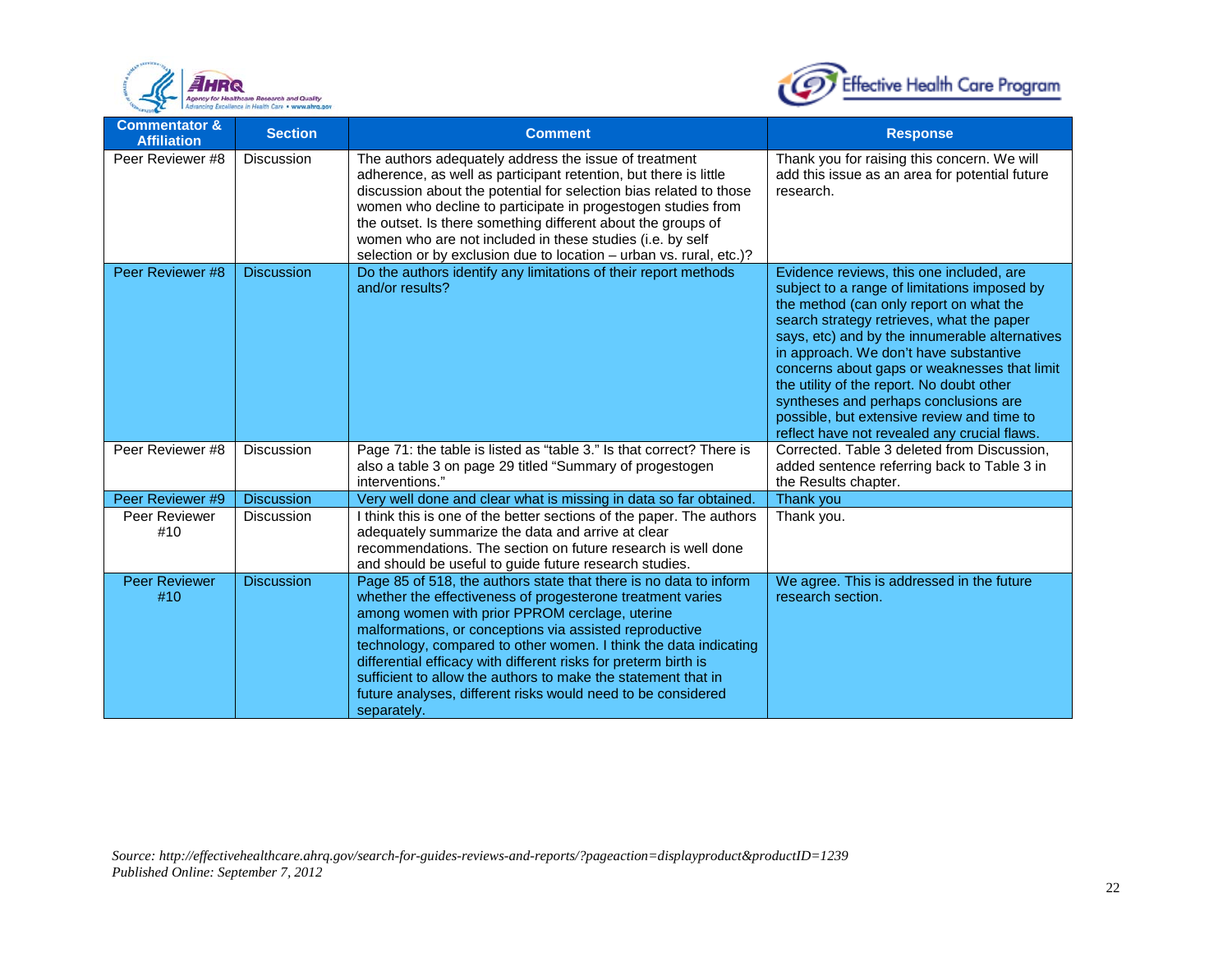| Commentator & Affiliation | Section | Comment | Response |
| --- | --- | --- | --- |
| Peer Reviewer #8 | Discussion | The authors adequately address the issue of treatment adherence, as well as participant retention, but there is little discussion about the potential for selection bias related to those women who decline to participate in progestogen studies from the outset. Is there something different about the groups of women who are not included in these studies (i.e. by self selection or by exclusion due to location – urban vs. rural, etc.)? | Thank you for raising this concern. We will add this issue as an area for potential future research. |
| Peer Reviewer #8 | Discussion | Do the authors identify any limitations of their report methods and/or results? | Evidence reviews, this one included, are subject to a range of limitations imposed by the method (can only report on what the search strategy retrieves, what the paper says, etc) and by the innumerable alternatives in approach. We don't have substantive concerns about gaps or weaknesses that limit the utility of the report. No doubt other syntheses and perhaps conclusions are possible, but extensive review and time to reflect have not revealed any crucial flaws. |
| Peer Reviewer #8 | Discussion | Page 71: the table is listed as "table 3." Is that correct? There is also a table 3 on page 29 titled "Summary of progestogen interventions." | Corrected. Table 3 deleted from Discussion, added sentence referring back to Table 3 in the Results chapter. |
| Peer Reviewer #9 | Discussion | Very well done and clear what is missing in data so far obtained. | Thank you |
| Peer Reviewer #10 | Discussion | I think this is one of the better sections of the paper. The authors adequately summarize the data and arrive at clear recommendations. The section on future research is well done and should be useful to guide future research studies. | Thank you. |
| Peer Reviewer #10 | Discussion | Page 85 of 518, the authors state that there is no data to inform whether the effectiveness of progesterone treatment varies among women with prior PPROM cerclage, uterine malformations, or conceptions via assisted reproductive technology, compared to other women. I think the data indicating differential efficacy with different risks for preterm birth is sufficient to allow the authors to make the statement that in future analyses, different risks would need to be considered separately. | We agree. This is addressed in the future research section. |

*Source: http://effectivehealthcare.ahrq.gov/search-for-guides-reviews-and-reports/?pageaction=displayproduct&productID=1239*
*Published Online: September 7, 2012*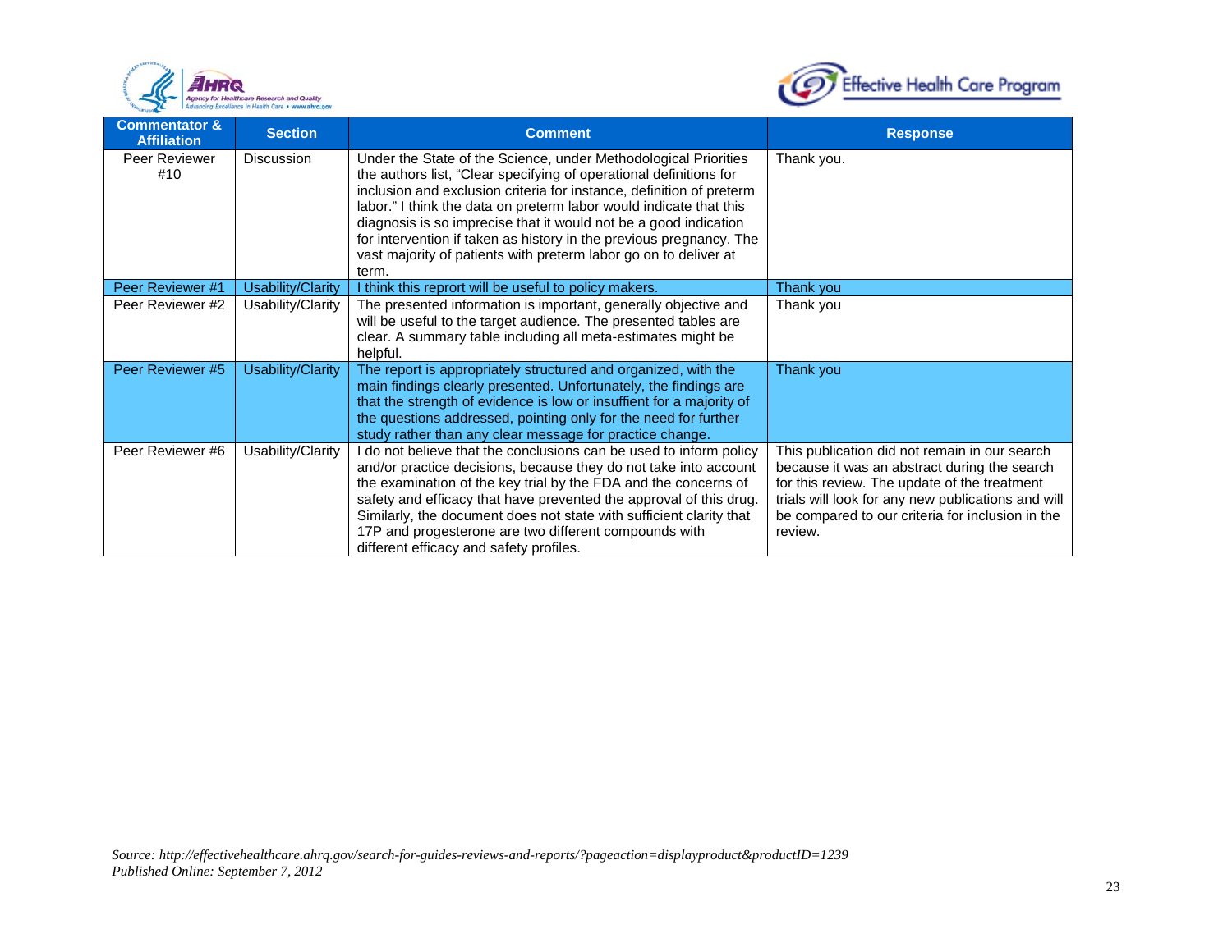| Commentator & Affiliation | Section | Comment | Response |
|---|---|---|---|
| Peer Reviewer #10 | Discussion | Under the State of the Science, under Methodological Priorities the authors list, "Clear specifying of operational definitions for inclusion and exclusion criteria for instance, definition of preterm labor." I think the data on preterm labor would indicate that this diagnosis is so imprecise that it would not be a good indication for intervention if taken as history in the previous pregnancy. The vast majority of patients with preterm labor go on to deliver at term. | Thank you. |
| Peer Reviewer #1 | Usability/Clarity | I think this reprort will be useful to policy makers. | Thank you |
| Peer Reviewer #2 | Usability/Clarity | The presented information is important, generally objective and will be useful to the target audience. The presented tables are clear. A summary table including all meta-estimates might be helpful. | Thank you |
| Peer Reviewer #5 | Usability/Clarity | The report is appropriately structured and organized, with the main findings clearly presented. Unfortunately, the findings are that the strength of evidence is low or insuffient for a majority of the questions addressed, pointing only for the need for further study rather than any clear message for practice change. | Thank you |
| Peer Reviewer #6 | Usability/Clarity | I do not believe that the conclusions can be used to inform policy and/or practice decisions, because they do not take into account the examination of the key trial by the FDA and the concerns of safety and efficacy that have prevented the approval of this drug. Similarly, the document does not state with sufficient clarity that 17P and progesterone are two different compounds with different efficacy and safety profiles. | This publication did not remain in our search because it was an abstract during the search for this review. The update of the treatment trials will look for any new publications and will be compared to our criteria for inclusion in the review. |

*Source: http://effectivehealthcare.ahrq.gov/search-for-guides-reviews-and-reports/?pageaction=displayproduct&productID=1239*
*Published Online: September 7, 2012*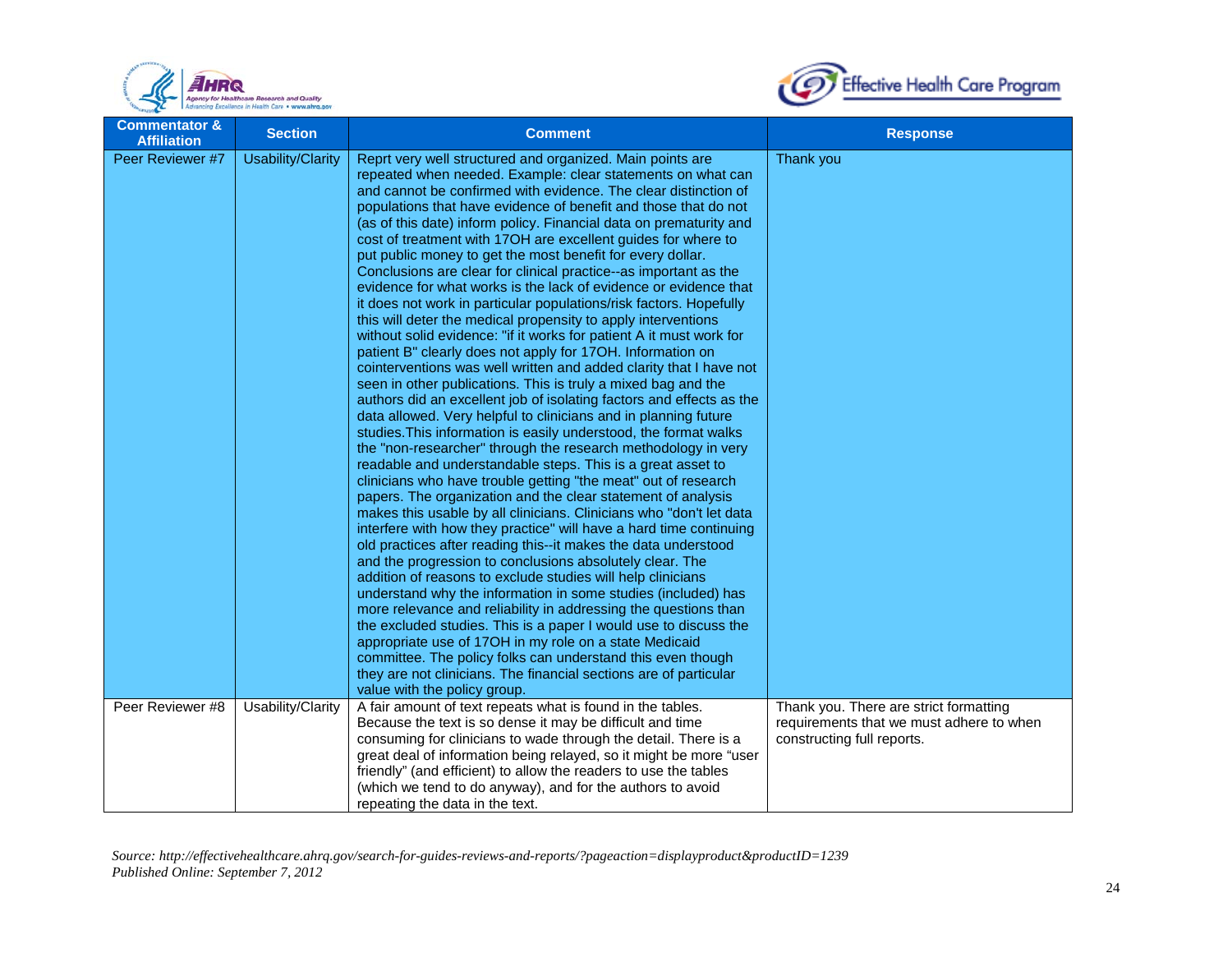| Commentator & Affiliation | Section | Comment | Response |
|---|---|---|---|
| Peer Reviewer #7 | Usability/Clarity | Reprt very well structured and organized. Main points are repeated when needed. Example: clear statements on what can and cannot be confirmed with evidence. The clear distinction of populations that have evidence of benefit and those that do not (as of this date) inform policy. Financial data on prematurity and cost of treatment with 17OH are excellent guides for where to put public money to get the most benefit for every dollar. Conclusions are clear for clinical practice--as important as the evidence for what works is the lack of evidence or evidence that it does not work in particular populations/risk factors. Hopefully this will deter the medical propensity to apply interventions without solid evidence: "if it works for patient A it must work for patient B" clearly does not apply for 17OH. Information on cointerventions was well written and added clarity that I have not seen in other publications. This is truly a mixed bag and the authors did an excellent job of isolating factors and effects as the data allowed. Very helpful to clinicians and in planning future studies.This information is easily understood, the format walks the "non-researcher" through the research methodology in very readable and understandable steps. This is a great asset to clinicians who have trouble getting "the meat" out of research papers. The organization and the clear statement of analysis makes this usable by all clinicians. Clinicians who "don't let data interfere with how they practice" will have a hard time continuing old practices after reading this--it makes the data understood and the progression to conclusions absolutely clear. The addition of reasons to exclude studies will help clinicians understand why the information in some studies (included) has more relevance and reliability in addressing the questions than the excluded studies. This is a paper I would use to discuss the appropriate use of 17OH in my role on a state Medicaid committee. The policy folks can understand this even though they are not clinicians. The financial sections are of particular value with the policy group. | Thank you |
| Peer Reviewer #8 | Usability/Clarity | A fair amount of text repeats what is found in the tables. Because the text is so dense it may be difficult and time consuming for clinicians to wade through the detail. There is a great deal of information being relayed, so it might be more "user friendly" (and efficient) to allow the readers to use the tables (which we tend to do anyway), and for the authors to avoid repeating the data in the text. | Thank you. There are strict formatting requirements that we must adhere to when constructing full reports. |

*Source: http://effectivehealthcare.ahrq.gov/search-for-guides-reviews-and-reports/?pageaction=displayproduct&productID=1239*
*Published Online: September 7, 2012*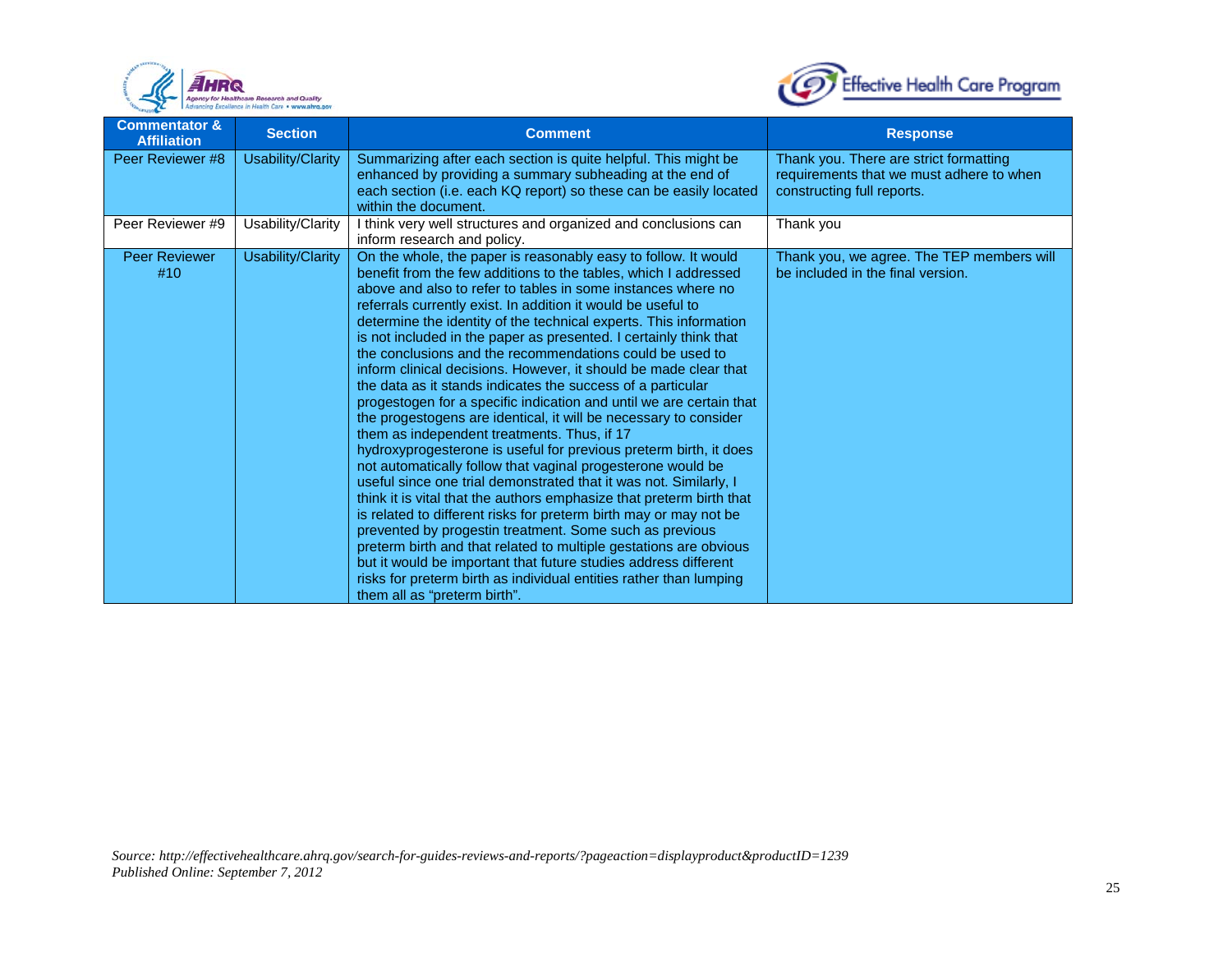| Commentator & Affiliation | Section | Comment | Response |
|---|---|---|---|
| Peer Reviewer #8 | Usability/Clarity | Summarizing after each section is quite helpful. This might be enhanced by providing a summary subheading at the end of each section (i.e. each KQ report) so these can be easily located within the document. | Thank you. There are strict formatting requirements that we must adhere to when constructing full reports. |
| Peer Reviewer #9 | Usability/Clarity | I think very well structures and organized and conclusions can inform research and policy. | Thank you |
| Peer Reviewer #10 | Usability/Clarity | On the whole, the paper is reasonably easy to follow. It would benefit from the few additions to the tables, which I addressed above and also to refer to tables in some instances where no referrals currently exist. In addition it would be useful to determine the identity of the technical experts. This information is not included in the paper as presented. I certainly think that the conclusions and the recommendations could be used to inform clinical decisions. However, it should be made clear that the data as it stands indicates the success of a particular progestogen for a specific indication and until we are certain that the progestogens are identical, it will be necessary to consider them as independent treatments. Thus, if 17 hydroxyprogesterone is useful for previous preterm birth, it does not automatically follow that vaginal progesterone would be useful since one trial demonstrated that it was not. Similarly, I think it is vital that the authors emphasize that preterm birth that is related to different risks for preterm birth may or may not be prevented by progestin treatment. Some such as previous preterm birth and that related to multiple gestations are obvious but it would be important that future studies address different risks for preterm birth as individual entities rather than lumping them all as "preterm birth". | Thank you, we agree. The TEP members will be included in the final version. |

*Source: http://effectivehealthcare.ahrq.gov/search-for-guides-reviews-and-reports/?pageaction=displayproduct&productID=1239*
*Published Online: September 7, 2012*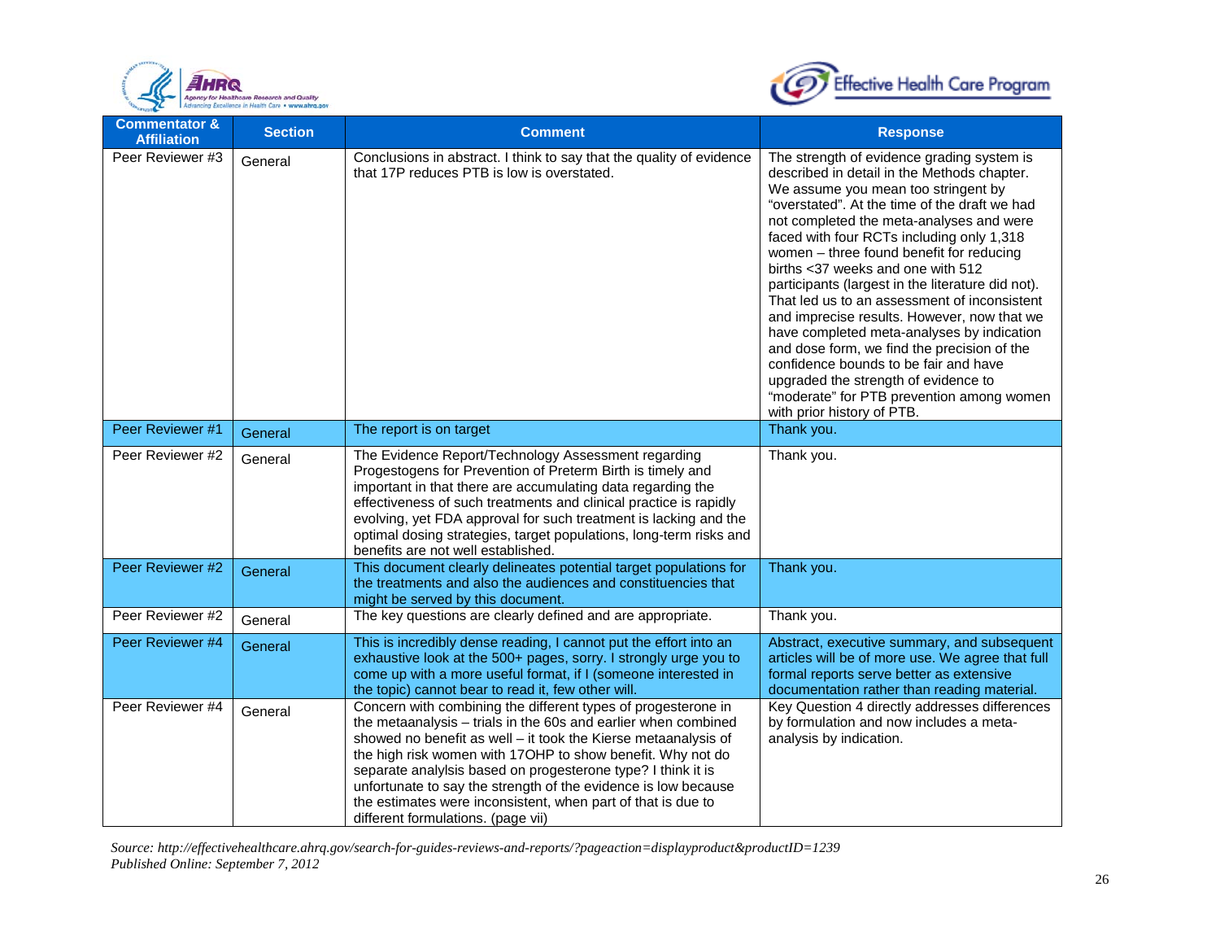| Commentator & Affiliation | Section | Comment | Response |
|---|---|---|---|
| Peer Reviewer #3 | General | Conclusions in abstract. I think to say that the quality of evidence that 17P reduces PTB is low is overstated. | The strength of evidence grading system is described in detail in the Methods chapter. We assume you mean too stringent by "overstated". At the time of the draft we had not completed the meta-analyses and were faced with four RCTs including only 1,318 women – three found benefit for reducing births <37 weeks and one with 512 participants (largest in the literature did not). That led us to an assessment of inconsistent and imprecise results. However, now that we have completed meta-analyses by indication and dose form, we find the precision of the confidence bounds to be fair and have upgraded the strength of evidence to "moderate" for PTB prevention among women with prior history of PTB. |
| Peer Reviewer #1 | General | The report is on target | Thank you. |
| Peer Reviewer #2 | General | The Evidence Report/Technology Assessment regarding Progestogens for Prevention of Preterm Birth is timely and important in that there are accumulating data regarding the effectiveness of such treatments and clinical practice is rapidly evolving, yet FDA approval for such treatment is lacking and the optimal dosing strategies, target populations, long-term risks and benefits are not well established. | Thank you. |
| Peer Reviewer #2 | General | This document clearly delineates potential target populations for the treatments and also the audiences and constituencies that might be served by this document. | Thank you. |
| Peer Reviewer #2 | General | The key questions are clearly defined and are appropriate. | Thank you. |
| Peer Reviewer #4 | General | This is incredibly dense reading, I cannot put the effort into an exhaustive look at the 500+ pages, sorry. I strongly urge you to come up with a more useful format, if I (someone interested in the topic) cannot bear to read it, few other will. | Abstract, executive summary, and subsequent articles will be of more use. We agree that full formal reports serve better as extensive documentation rather than reading material. |
| Peer Reviewer #4 | General | Concern with combining the different types of progesterone in the metaanalysis – trials in the 60s and earlier when combined showed no benefit as well – it took the Kierse metaanalysis of the high risk women with 17OHP to show benefit. Why not do separate analylsis based on progesterone type? I think it is unfortunate to say the strength of the evidence is low because the estimates were inconsistent, when part of that is due to different formulations. (page vii) | Key Question 4 directly addresses differences by formulation and now includes a meta-analysis by indication. |

*Source: http://effectivehealthcare.ahrq.gov/search-for-guides-reviews-and-reports/?pageaction=displayproduct&productID=1239*
*Published Online: September 7, 2012*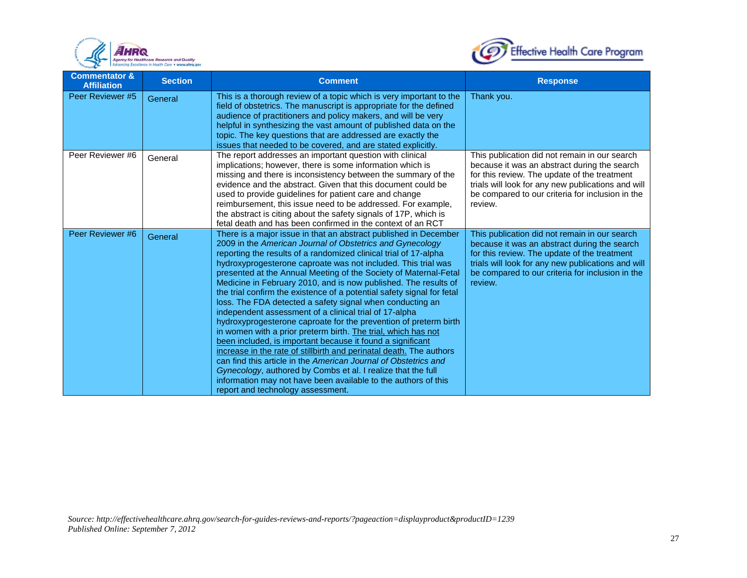| Commentator & Affiliation | Section | Comment | Response |
|---|---|---|---|
| Peer Reviewer #5 | General | This is a thorough review of a topic which is very important to the field of obstetrics. The manuscript is appropriate for the defined audience of practitioners and policy makers, and will be very helpful in synthesizing the vast amount of published data on the topic. The key questions that are addressed are exactly the issues that needed to be covered, and are stated explicitly. | Thank you. |
| Peer Reviewer #6 | General | The report addresses an important question with clinical implications; however, there is some information which is missing and there is inconsistency between the summary of the evidence and the abstract. Given that this document could be used to provide guidelines for patient care and change reimbursement, this issue need to be addressed. For example, the abstract is citing about the safety signals of 17P, which is fetal death and has been confirmed in the context of an RCT | This publication did not remain in our search because it was an abstract during the search for this review. The update of the treatment trials will look for any new publications and will be compared to our criteria for inclusion in the review. |
| Peer Reviewer #6 | General | There is a major issue in that an abstract published in December 2009 in the *American Journal of Obstetrics and Gynecology* reporting the results of a randomized clinical trial of 17-alpha hydroxyprogesterone caproate was not included. This trial was presented at the Annual Meeting of the Society of Maternal-Fetal Medicine in February 2010, and is now published. The results of the trial confirm the existence of a potential safety signal for fetal loss. The FDA detected a safety signal when conducting an independent assessment of a clinical trial of 17-alpha hydroxyprogesterone caproate for the prevention of preterm birth in women with a prior preterm birth. <u>The trial, which has not been included, is important because it found a significant increase in the rate of stillbirth and perinatal death.</u> The authors can find this article in the *American Journal of Obstetrics and Gynecology*, authored by Combs et al. I realize that the full information may not have been available to the authors of this report and technology assessment. | This publication did not remain in our search because it was an abstract during the search for this review. The update of the treatment trials will look for any new publications and will be compared to our criteria for inclusion in the review. |

*Source: http://effectivehealthcare.ahrq.gov/search-for-guides-reviews-and-reports/?pageaction=displayproduct&productID=1239*
*Published Online: September 7, 2012*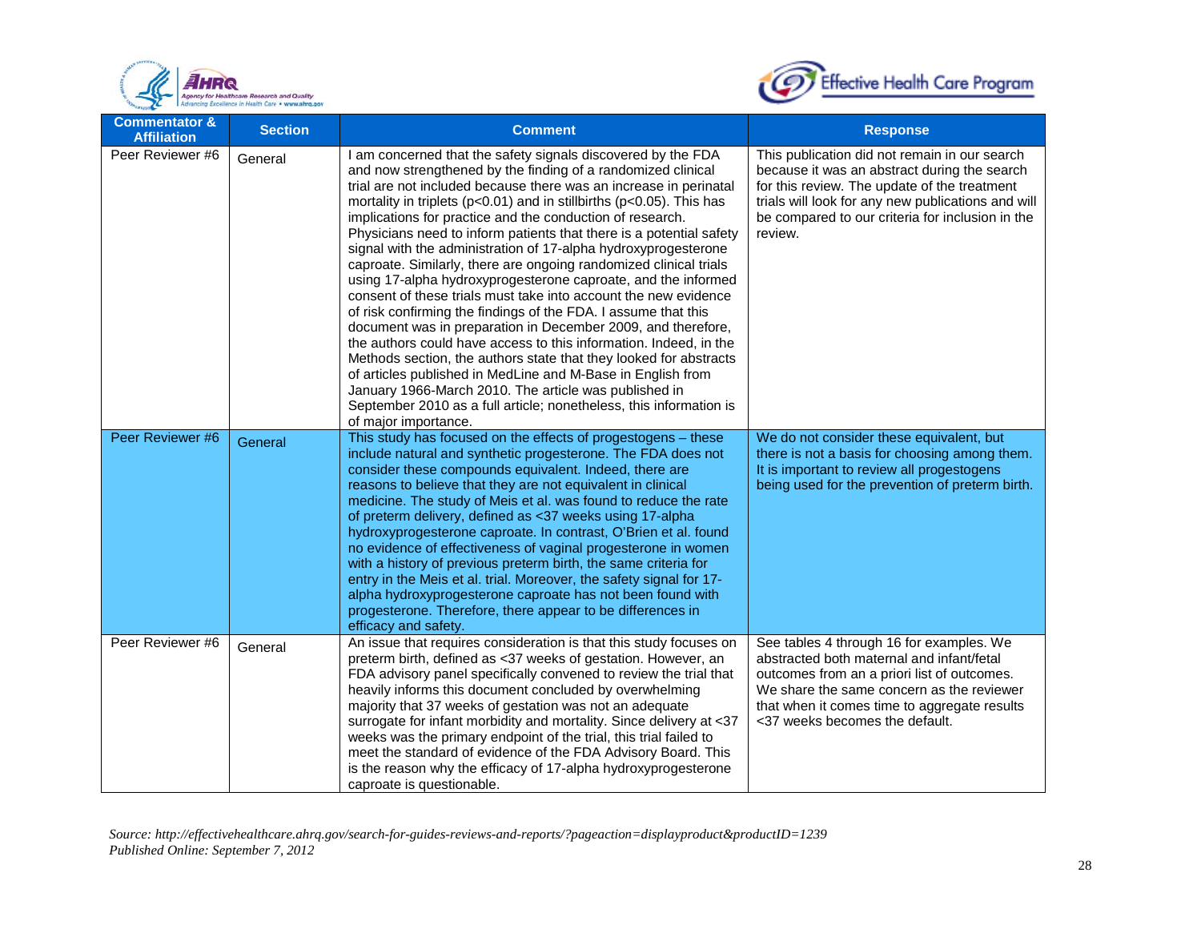| Commentator & Affiliation | Section | Comment | Response |
|---|---|---|---|
| Peer Reviewer #6 | General | I am concerned that the safety signals discovered by the FDA and now strengthened by the finding of a randomized clinical trial are not included because there was an increase in perinatal mortality in triplets ($p<0.01$) and in stillbirths ($p<0.05$). This has implications for practice and the conduction of research. Physicians need to inform patients that there is a potential safety signal with the administration of 17-alpha hydroxyprogesterone caproate. Similarly, there are ongoing randomized clinical trials using 17-alpha hydroxyprogesterone caproate, and the informed consent of these trials must take into account the new evidence of risk confirming the findings of the FDA. I assume that this document was in preparation in December 2009, and therefore, the authors could have access to this information. Indeed, in the Methods section, the authors state that they looked for abstracts of articles published in MedLine and M-Base in English from January 1966-March 2010. The article was published in September 2010 as a full article; nonetheless, this information is of major importance. | This publication did not remain in our search because it was an abstract during the search for this review. The update of the treatment trials will look for any new publications and will be compared to our criteria for inclusion in the review. |
| Peer Reviewer #6 | General | This study has focused on the effects of progestogens – these include natural and synthetic progesterone. The FDA does not consider these compounds equivalent. Indeed, there are reasons to believe that they are not equivalent in clinical medicine. The study of Meis et al. was found to reduce the rate of preterm delivery, defined as <37 weeks using 17-alpha hydroxyprogesterone caproate. In contrast, O'Brien et al. found no evidence of effectiveness of vaginal progesterone in women with a history of previous preterm birth, the same criteria for entry in the Meis et al. trial. Moreover, the safety signal for 17-alpha hydroxyprogesterone caproate has not been found with progesterone. Therefore, there appear to be differences in efficacy and safety. | We do not consider these equivalent, but there is not a basis for choosing among them. It is important to review all progestogens being used for the prevention of preterm birth. |
| Peer Reviewer #6 | General | An issue that requires consideration is that this study focuses on preterm birth, defined as <37 weeks of gestation. However, an FDA advisory panel specifically convened to review the trial that heavily informs this document concluded by overwhelming majority that 37 weeks of gestation was not an adequate surrogate for infant morbidity and mortality. Since delivery at <37 weeks was the primary endpoint of the trial, this trial failed to meet the standard of evidence of the FDA Advisory Board. This is the reason why the efficacy of 17-alpha hydroxyprogesterone caproate is questionable. | See tables 4 through 16 for examples. We abstracted both maternal and infant/fetal outcomes from an a priori list of outcomes. We share the same concern as the reviewer that when it comes time to aggregate results <37 weeks becomes the default. |

*Source: http://effectivehealthcare.ahrq.gov/search-for-guides-reviews-and-reports/?pageaction=displayproduct&productID=1239*
*Published Online: September 7, 2012*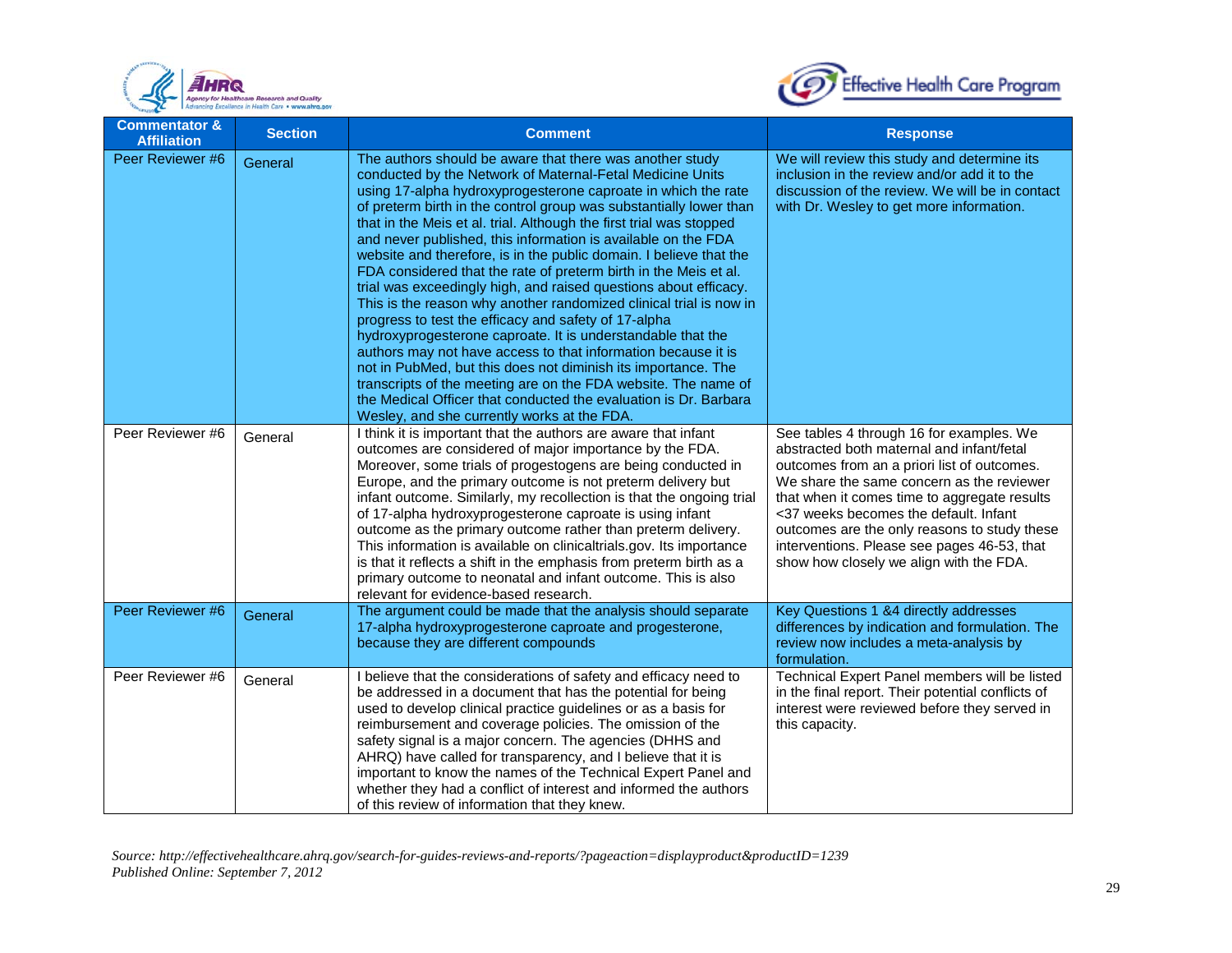| Commentator & Affiliation | Section | Comment | Response |
|---|---|---|---|
| Peer Reviewer #6 | General | The authors should be aware that there was another study conducted by the Network of Maternal-Fetal Medicine Units using 17-alpha hydroxyprogesterone caproate in which the rate of preterm birth in the control group was substantially lower than that in the Meis et al. trial. Although the first trial was stopped and never published, this information is available on the FDA website and therefore, is in the public domain. I believe that the FDA considered that the rate of preterm birth in the Meis et al. trial was exceedingly high, and raised questions about efficacy. This is the reason why another randomized clinical trial is now in progress to test the efficacy and safety of 17-alpha hydroxyprogesterone caproate. It is understandable that the authors may not have access to that information because it is not in PubMed, but this does not diminish its importance. The transcripts of the meeting are on the FDA website. The name of the Medical Officer that conducted the evaluation is Dr. Barbara Wesley, and she currently works at the FDA. | We will review this study and determine its inclusion in the review and/or add it to the discussion of the review. We will be in contact with Dr. Wesley to get more information. |
| Peer Reviewer #6 | General | I think it is important that the authors are aware that infant outcomes are considered of major importance by the FDA. Moreover, some trials of progestogens are being conducted in Europe, and the primary outcome is not preterm delivery but infant outcome. Similarly, my recollection is that the ongoing trial of 17-alpha hydroxyprogesterone caproate is using infant outcome as the primary outcome rather than preterm delivery. This information is available on clinicaltrials.gov. Its importance is that it reflects a shift in the emphasis from preterm birth as a primary outcome to neonatal and infant outcome. This is also relevant for evidence-based research. | See tables 4 through 16 for examples. We abstracted both maternal and infant/fetal outcomes from an a priori list of outcomes. We share the same concern as the reviewer that when it comes time to aggregate results <37 weeks becomes the default. Infant outcomes are the only reasons to study these interventions. Please see pages 46-53, that show how closely we align with the FDA. |
| Peer Reviewer #6 | General | The argument could be made that the analysis should separate 17-alpha hydroxyprogesterone caproate and progesterone, because they are different compounds | Key Questions 1 &4 directly addresses differences by indication and formulation. The review now includes a meta-analysis by formulation. |
| Peer Reviewer #6 | General | I believe that the considerations of safety and efficacy need to be addressed in a document that has the potential for being used to develop clinical practice guidelines or as a basis for reimbursement and coverage policies. The omission of the safety signal is a major concern. The agencies (DHHS and AHRQ) have called for transparency, and I believe that it is important to know the names of the Technical Expert Panel and whether they had a conflict of interest and informed the authors of this review of information that they knew. | Technical Expert Panel members will be listed in the final report. Their potential conflicts of interest were reviewed before they served in this capacity. |

*Source: http://effectivehealthcare.ahrq.gov/search-for-guides-reviews-and-reports/?pageaction=displayproduct&productID=1239*
*Published Online: September 7, 2012*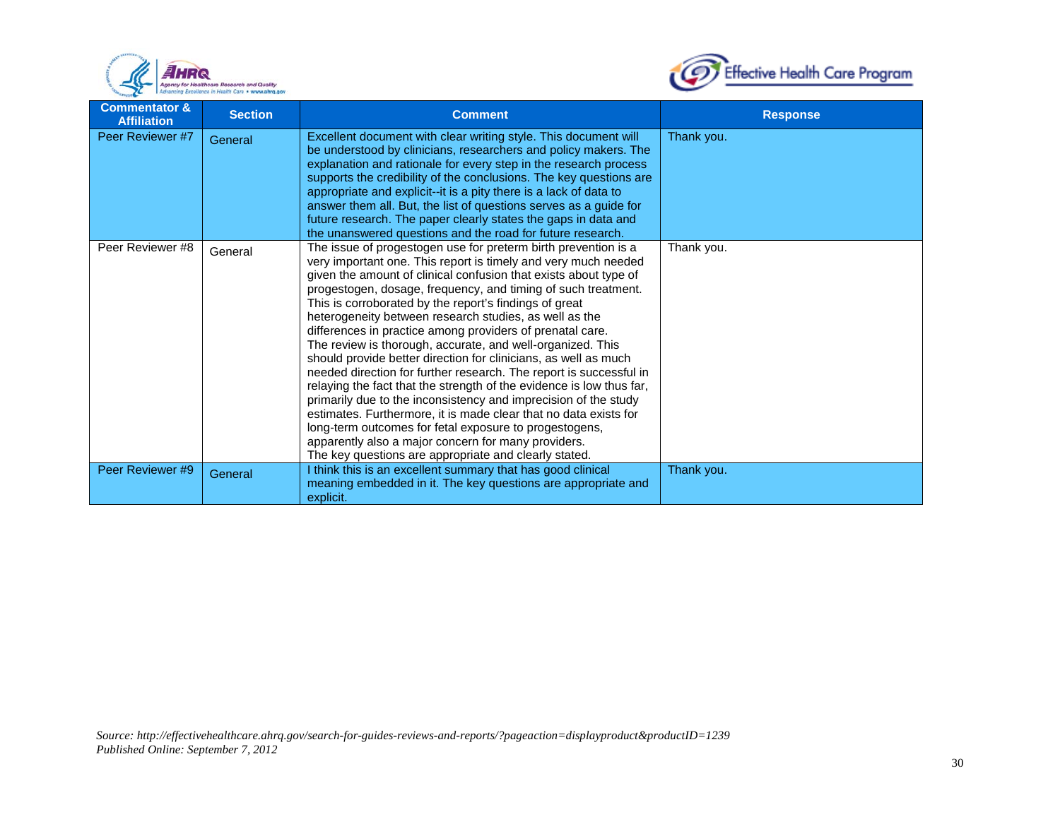| Commentator & Affiliation | Section | Comment | Response |
|---|---|---|---|
| Peer Reviewer #7 | General | Excellent document with clear writing style. This document will be understood by clinicians, researchers and policy makers. The explanation and rationale for every step in the research process supports the credibility of the conclusions. The key questions are appropriate and explicit--it is a pity there is a lack of data to answer them all. But, the list of questions serves as a guide for future research. The paper clearly states the gaps in data and the unanswered questions and the road for future research. | Thank you. |
| Peer Reviewer #8 | General | The issue of progestogen use for preterm birth prevention is a very important one. This report is timely and very much needed given the amount of clinical confusion that exists about type of progestogen, dosage, frequency, and timing of such treatment. This is corroborated by the report's findings of great heterogeneity between research studies, as well as the differences in practice among providers of prenatal care. The review is thorough, accurate, and well-organized. This should provide better direction for clinicians, as well as much needed direction for further research. The report is successful in relaying the fact that the strength of the evidence is low thus far, primarily due to the inconsistency and imprecision of the study estimates. Furthermore, it is made clear that no data exists for long-term outcomes for fetal exposure to progestogens, apparently also a major concern for many providers. The key questions are appropriate and clearly stated. | Thank you. |
| Peer Reviewer #9 | General | I think this is an excellent summary that has good clinical meaning embedded in it. The key questions are appropriate and explicit. | Thank you. |

*Source: http://effectivehealthcare.ahrq.gov/search-for-guides-reviews-and-reports/?pageaction=displayproduct&productID=1239*
*Published Online: September 7, 2012*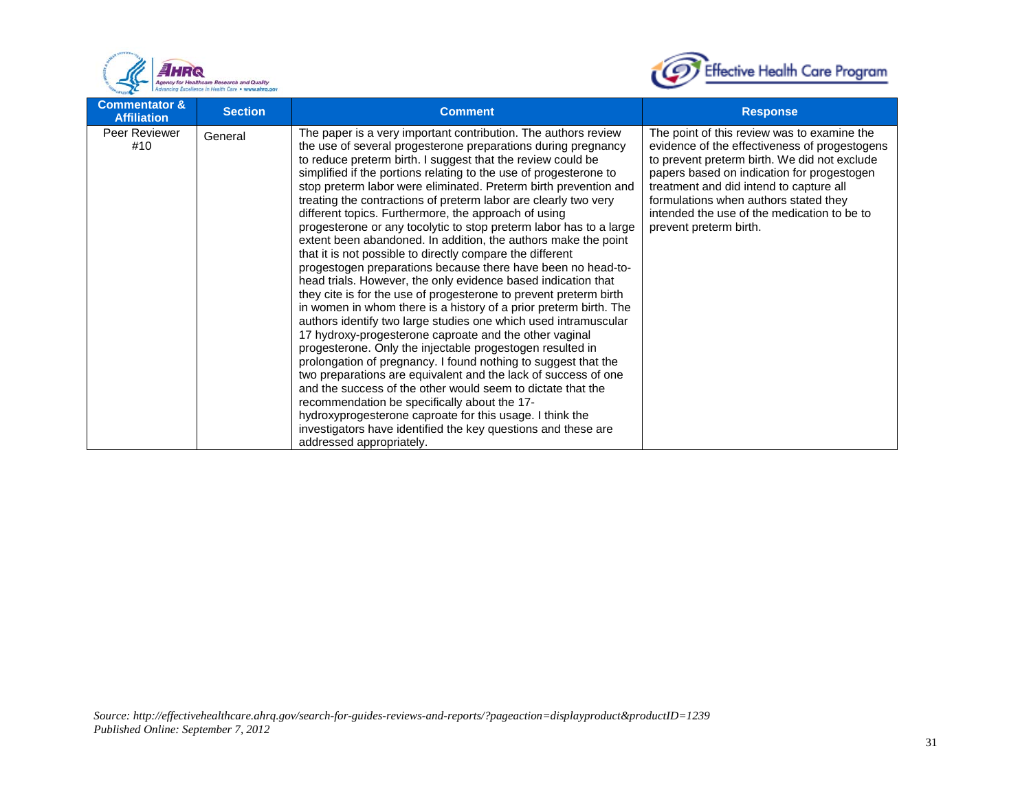| Commentator & Affiliation | Section | Comment | Response |
|---|---|---|---|
| Peer Reviewer #10 | General | The paper is a very important contribution. The authors review the use of several progesterone preparations during pregnancy to reduce preterm birth. I suggest that the review could be simplified if the portions relating to the use of progesterone to stop preterm labor were eliminated. Preterm birth prevention and treating the contractions of preterm labor are clearly two very different topics. Furthermore, the approach of using progesterone or any tocolytic to stop preterm labor has to a large extent been abandoned. In addition, the authors make the point that it is not possible to directly compare the different progestogen preparations because there have been no head-to-head trials. However, the only evidence based indication that they cite is for the use of progesterone to prevent preterm birth in women in whom there is a history of a prior preterm birth. The authors identify two large studies one which used intramuscular 17 hydroxy-progesterone caproate and the other vaginal progesterone. Only the injectable progestogen resulted in prolongation of pregnancy. I found nothing to suggest that the two preparations are equivalent and the lack of success of one and the success of the other would seem to dictate that the recommendation be specifically about the 17-hydroxyprogesterone caproate for this usage. I think the investigators have identified the key questions and these are addressed appropriately. | The point of this review was to examine the evidence of the effectiveness of progestogens to prevent preterm birth. We did not exclude papers based on indication for progestogen treatment and did intend to capture all formulations when authors stated they intended the use of the medication to be to prevent preterm birth. |

*Source: http://effectivehealthcare.ahrq.gov/search-for-guides-reviews-and-reports/?pageaction=displayproduct&productID=1239*
*Published Online: September 7, 2012*